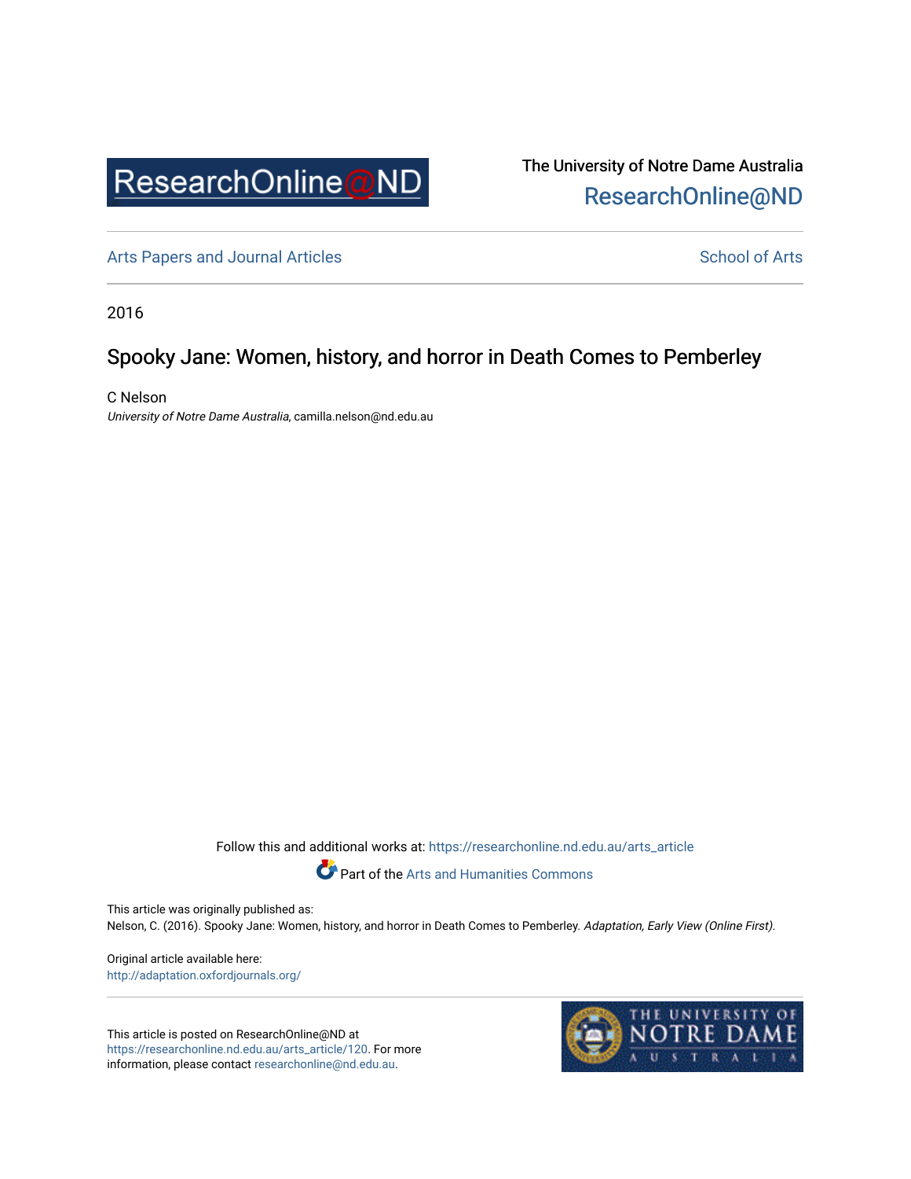ResearchOnline@ND

The University of Notre Dame Australia
ResearchOnline@ND

Arts Papers and Journal Articles

School of Arts

2016

# Spooky Jane: Women, history, and horror in Death Comes to Pemberley

C Nelson
*University of Notre Dame Australia*, camilla.nelson@nd.edu.au

Follow this and additional works at: https://researchonline.nd.edu.au/arts_article

Part of the Arts and Humanities Commons

This article was originally published as:
Nelson, C. (2016). Spooky Jane: Women, history, and horror in Death Comes to Pemberley. *Adaptation, Early View (Online First)*.

Original article available here:
http://adaptation.oxfordjournals.org/

This article is posted on ResearchOnline@ND at https://researchonline.nd.edu.au/arts_article/120. For more information, please contact researchonline@nd.edu.au.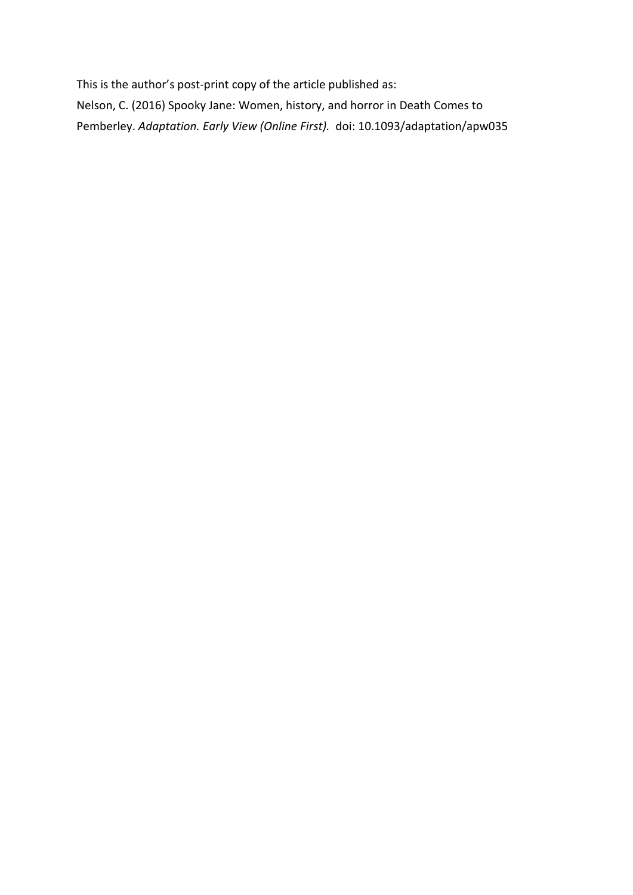This is the author's post-print copy of the article published as:

Nelson, C. (2016) Spooky Jane: Women, history, and horror in Death Comes to Pemberley. *Adaptation. Early View (Online First).* doi: 10.1093/adaptation/apw035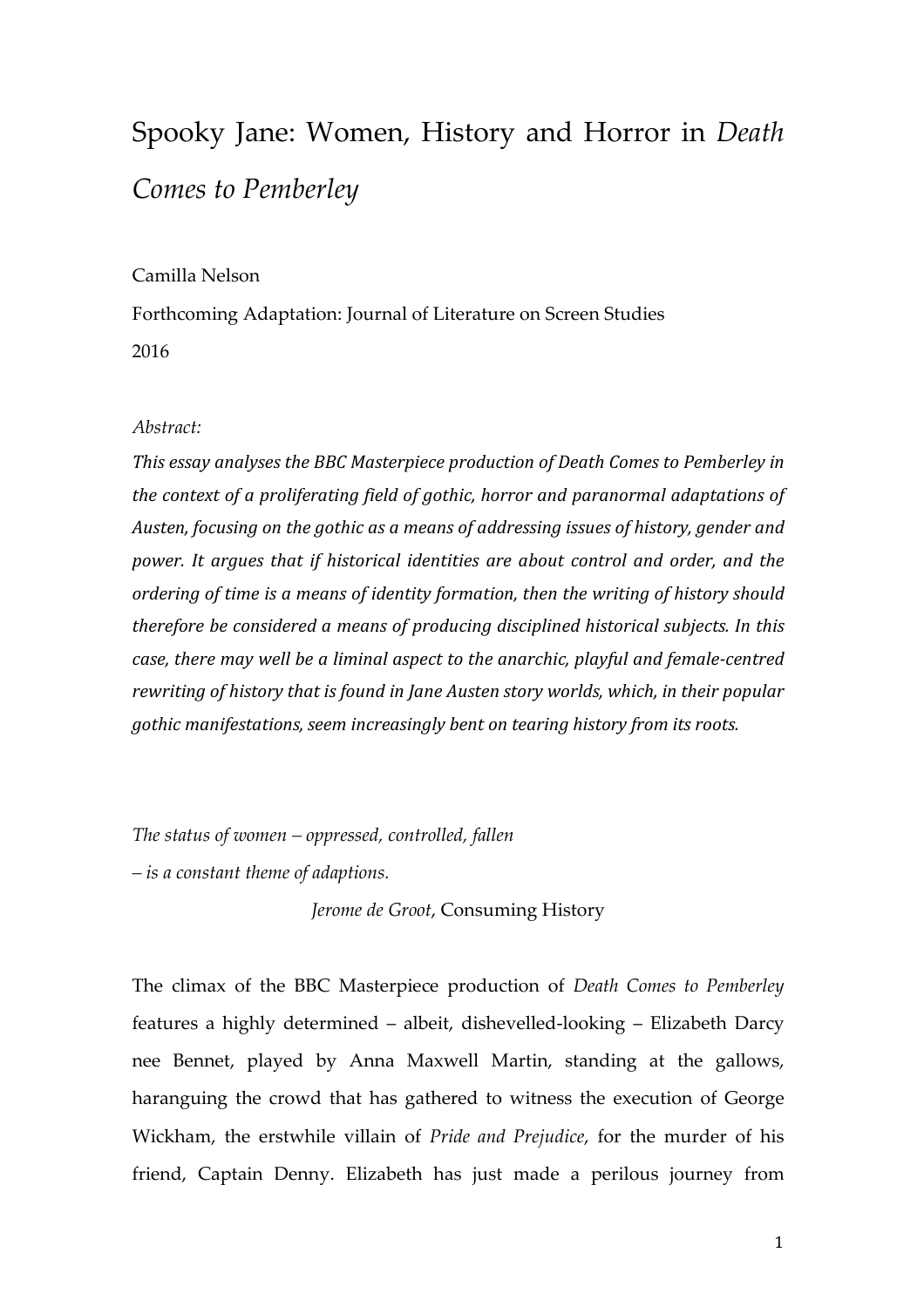# Spooky Jane: Women, History and Horror in *Death Comes to Pemberley*

Camilla Nelson

Forthcoming Adaptation: Journal of Literature on Screen Studies

2016

*Abstract:*

***This essay analyses the BBC Masterpiece production of Death Comes to Pemberley in the context of a proliferating field of gothic, horror and paranormal adaptations of Austen, focusing on the gothic as a means of addressing issues of history, gender and power. It argues that if historical identities are about control and order, and the ordering of time is a means of identity formation, then the writing of history should therefore be considered a means of producing disciplined historical subjects. In this case, there may well be a liminal aspect to the anarchic, playful and female-centred rewriting of history that is found in Jane Austen story worlds, which, in their popular gothic manifestations, seem increasingly bent on tearing history from its roots.***

*The status of women – oppressed, controlled, fallen*
*– is a constant theme of adaptions.*

*Jerome de Groot*, Consuming History

The climax of the BBC Masterpiece production of *Death Comes to Pemberley* features a highly determined – albeit, dishevelled-looking – Elizabeth Darcy nee Bennet, played by Anna Maxwell Martin, standing at the gallows, haranguing the crowd that has gathered to witness the execution of George Wickham, the erstwhile villain of *Pride and Prejudice*, for the murder of his friend, Captain Denny. Elizabeth has just made a perilous journey from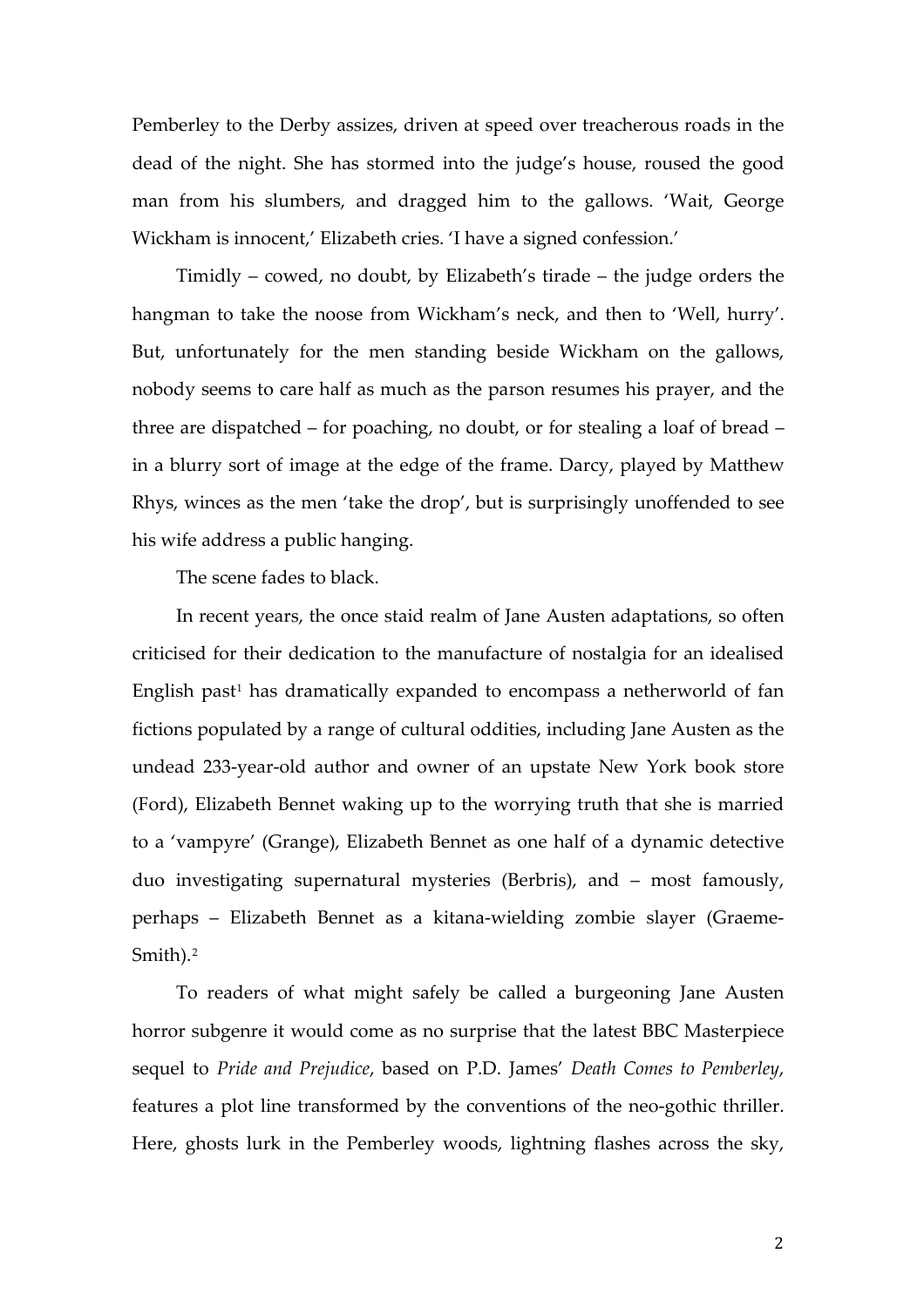Pemberley to the Derby assizes, driven at speed over treacherous roads in the dead of the night. She has stormed into the judge's house, roused the good man from his slumbers, and dragged him to the gallows. 'Wait, George Wickham is innocent,' Elizabeth cries. 'I have a signed confession.'

Timidly – cowed, no doubt, by Elizabeth's tirade – the judge orders the hangman to take the noose from Wickham's neck, and then to 'Well, hurry'. But, unfortunately for the men standing beside Wickham on the gallows, nobody seems to care half as much as the parson resumes his prayer, and the three are dispatched – for poaching, no doubt, or for stealing a loaf of bread – in a blurry sort of image at the edge of the frame. Darcy, played by Matthew Rhys, winces as the men 'take the drop', but is surprisingly unoffended to see his wife address a public hanging.

The scene fades to black.

In recent years, the once staid realm of Jane Austen adaptations, so often criticised for their dedication to the manufacture of nostalgia for an idealised English past[1] has dramatically expanded to encompass a netherworld of fan fictions populated by a range of cultural oddities, including Jane Austen as the undead 233-year-old author and owner of an upstate New York book store (Ford), Elizabeth Bennet waking up to the worrying truth that she is married to a 'vampyre' (Grange), Elizabeth Bennet as one half of a dynamic detective duo investigating supernatural mysteries (Berbris), and – most famously, perhaps – Elizabeth Bennet as a kitana-wielding zombie slayer (Graeme-Smith).[2]

To readers of what might safely be called a burgeoning Jane Austen horror subgenre it would come as no surprise that the latest BBC Masterpiece sequel to *Pride and Prejudice*, based on P.D. James' *Death Comes to Pemberley*, features a plot line transformed by the conventions of the neo-gothic thriller. Here, ghosts lurk in the Pemberley woods, lightning flashes across the sky,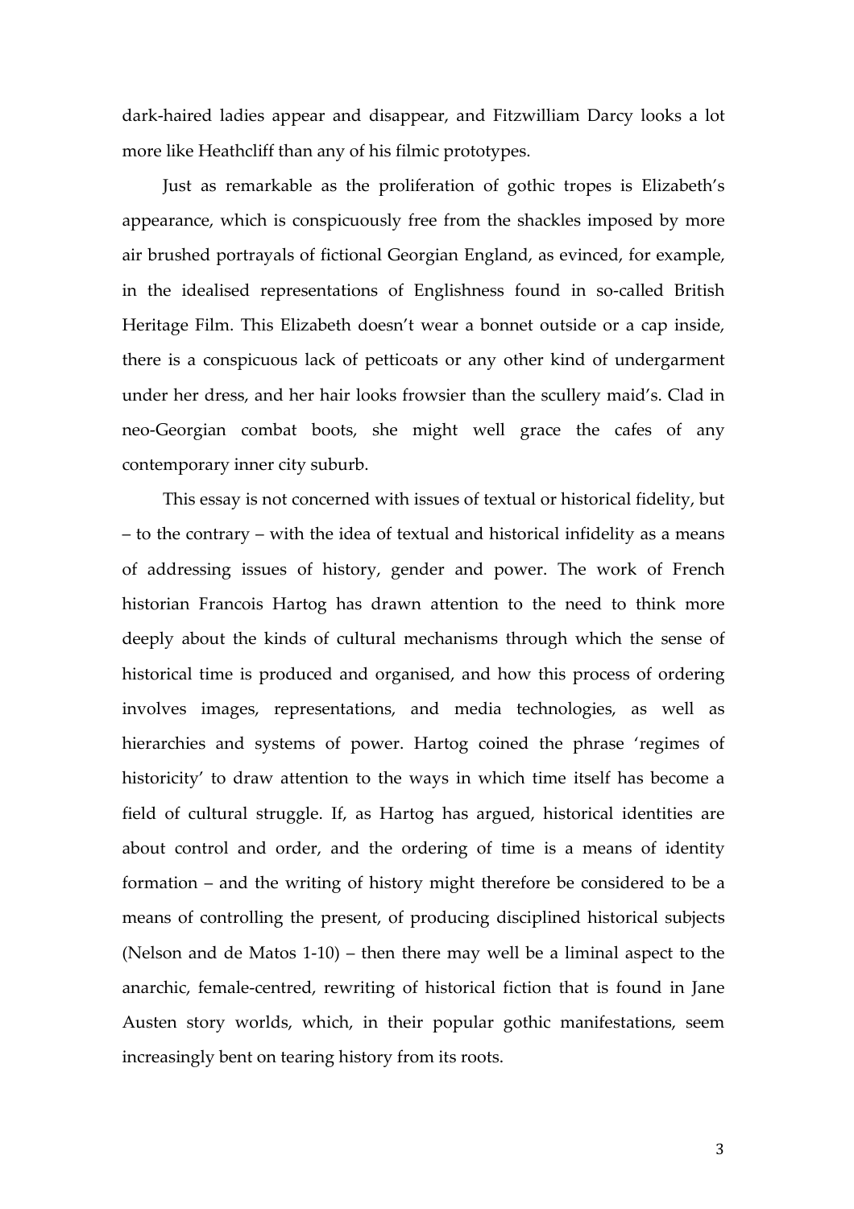dark-haired ladies appear and disappear, and Fitzwilliam Darcy looks a lot more like Heathcliff than any of his filmic prototypes.

Just as remarkable as the proliferation of gothic tropes is Elizabeth's appearance, which is conspicuously free from the shackles imposed by more air brushed portrayals of fictional Georgian England, as evinced, for example, in the idealised representations of Englishness found in so-called British Heritage Film. This Elizabeth doesn't wear a bonnet outside or a cap inside, there is a conspicuous lack of petticoats or any other kind of undergarment under her dress, and her hair looks frowsier than the scullery maid's. Clad in neo-Georgian combat boots, she might well grace the cafes of any contemporary inner city suburb.

This essay is not concerned with issues of textual or historical fidelity, but – to the contrary – with the idea of textual and historical infidelity as a means of addressing issues of history, gender and power. The work of French historian Francois Hartog has drawn attention to the need to think more deeply about the kinds of cultural mechanisms through which the sense of historical time is produced and organised, and how this process of ordering involves images, representations, and media technologies, as well as hierarchies and systems of power. Hartog coined the phrase 'regimes of historicity' to draw attention to the ways in which time itself has become a field of cultural struggle. If, as Hartog has argued, historical identities are about control and order, and the ordering of time is a means of identity formation – and the writing of history might therefore be considered to be a means of controlling the present, of producing disciplined historical subjects (Nelson and de Matos 1-10) – then there may well be a liminal aspect to the anarchic, female-centred, rewriting of historical fiction that is found in Jane Austen story worlds, which, in their popular gothic manifestations, seem increasingly bent on tearing history from its roots.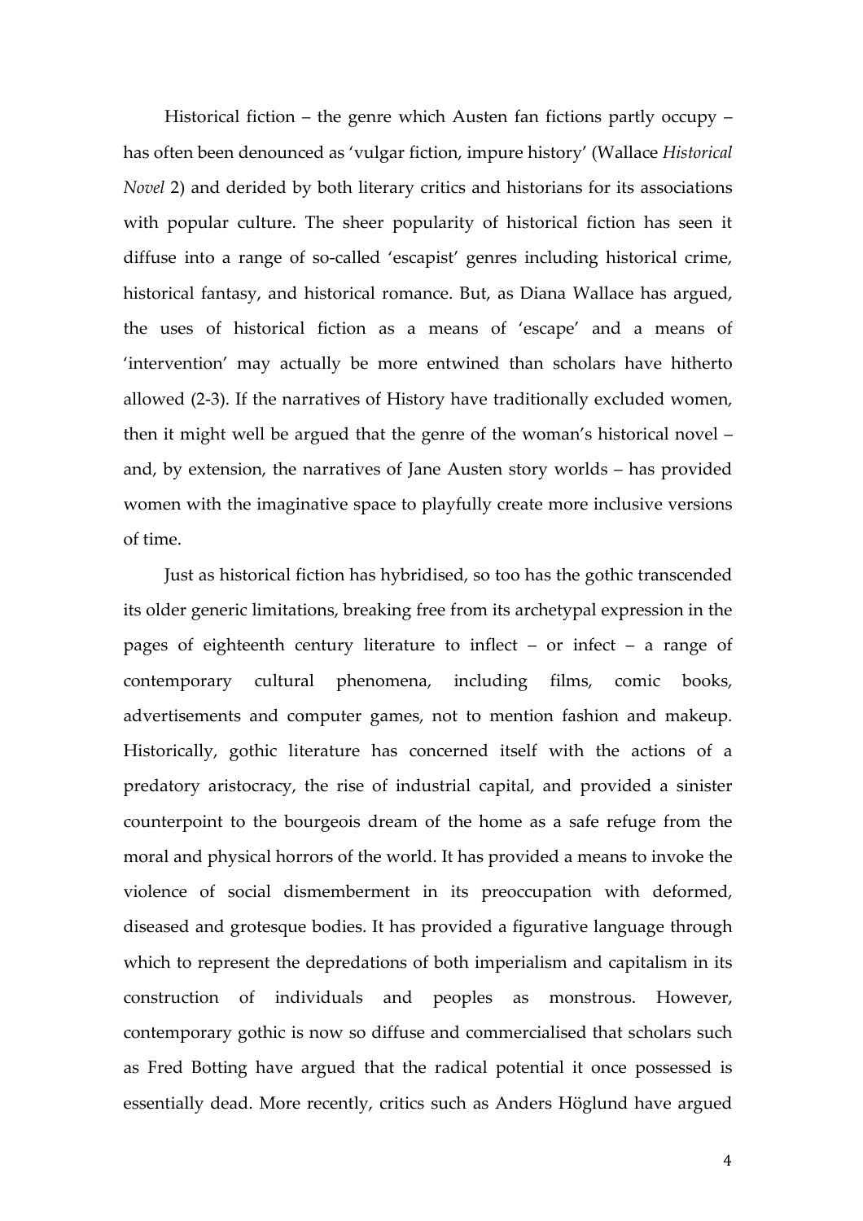Historical fiction – the genre which Austen fan fictions partly occupy – has often been denounced as 'vulgar fiction, impure history' (Wallace *Historical Novel* 2) and derided by both literary critics and historians for its associations with popular culture. The sheer popularity of historical fiction has seen it diffuse into a range of so-called 'escapist' genres including historical crime, historical fantasy, and historical romance. But, as Diana Wallace has argued, the uses of historical fiction as a means of 'escape' and a means of 'intervention' may actually be more entwined than scholars have hitherto allowed (2-3). If the narratives of History have traditionally excluded women, then it might well be argued that the genre of the woman's historical novel – and, by extension, the narratives of Jane Austen story worlds – has provided women with the imaginative space to playfully create more inclusive versions of time.

Just as historical fiction has hybridised, so too has the gothic transcended its older generic limitations, breaking free from its archetypal expression in the pages of eighteenth century literature to inflect – or infect – a range of contemporary cultural phenomena, including films, comic books, advertisements and computer games, not to mention fashion and makeup. Historically, gothic literature has concerned itself with the actions of a predatory aristocracy, the rise of industrial capital, and provided a sinister counterpoint to the bourgeois dream of the home as a safe refuge from the moral and physical horrors of the world. It has provided a means to invoke the violence of social dismemberment in its preoccupation with deformed, diseased and grotesque bodies. It has provided a figurative language through which to represent the depredations of both imperialism and capitalism in its construction of individuals and peoples as monstrous. However, contemporary gothic is now so diffuse and commercialised that scholars such as Fred Botting have argued that the radical potential it once possessed is essentially dead. More recently, critics such as Anders Höglund have argued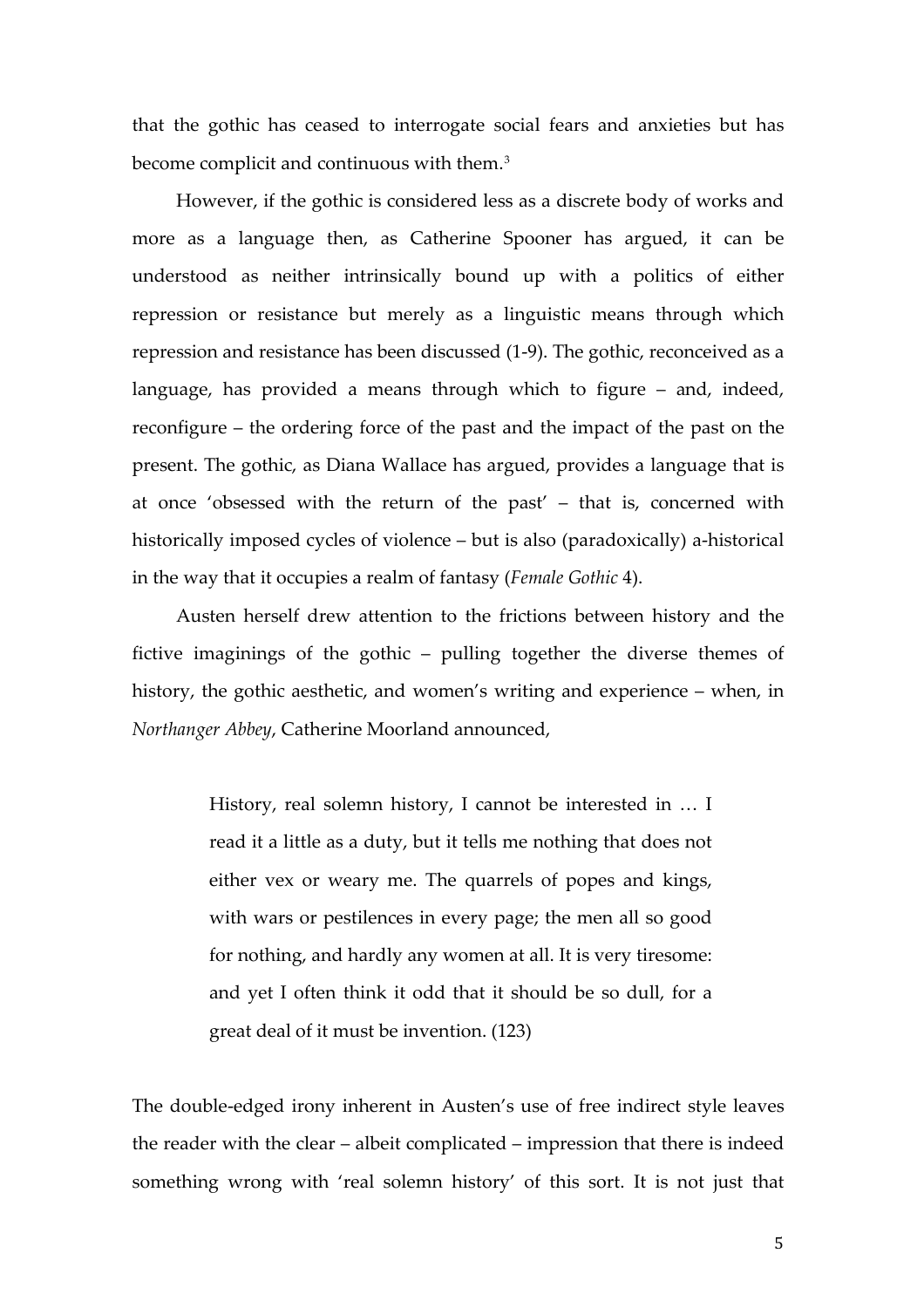that the gothic has ceased to interrogate social fears and anxieties but has become complicit and continuous with them.[3]

However, if the gothic is considered less as a discrete body of works and more as a language then, as Catherine Spooner has argued, it can be understood as neither intrinsically bound up with a politics of either repression or resistance but merely as a linguistic means through which repression and resistance has been discussed (1-9). The gothic, reconceived as a language, has provided a means through which to figure – and, indeed, reconfigure – the ordering force of the past and the impact of the past on the present. The gothic, as Diana Wallace has argued, provides a language that is at once 'obsessed with the return of the past' – that is, concerned with historically imposed cycles of violence – but is also (paradoxically) a-historical in the way that it occupies a realm of fantasy (*Female Gothic* 4).

Austen herself drew attention to the frictions between history and the fictive imaginings of the gothic – pulling together the diverse themes of history, the gothic aesthetic, and women's writing and experience – when, in *Northanger Abbey*, Catherine Moorland announced,

> History, real solemn history, I cannot be interested in … I read it a little as a duty, but it tells me nothing that does not either vex or weary me. The quarrels of popes and kings, with wars or pestilences in every page; the men all so good for nothing, and hardly any women at all. It is very tiresome: and yet I often think it odd that it should be so dull, for a great deal of it must be invention. (123)

The double-edged irony inherent in Austen's use of free indirect style leaves the reader with the clear – albeit complicated – impression that there is indeed something wrong with 'real solemn history' of this sort. It is not just that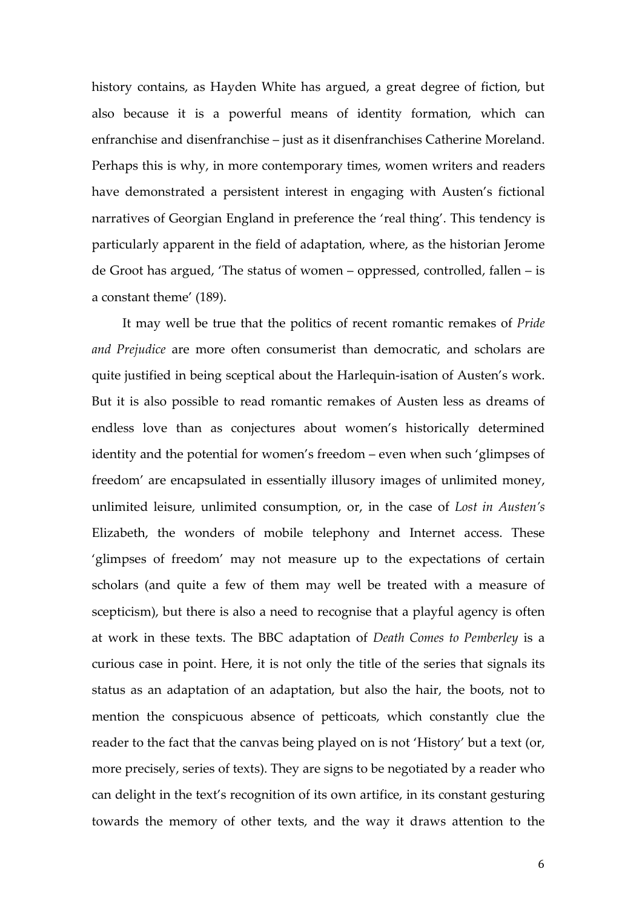history contains, as Hayden White has argued, a great degree of fiction, but also because it is a powerful means of identity formation, which can enfranchise and disenfranchise – just as it disenfranchises Catherine Moreland. Perhaps this is why, in more contemporary times, women writers and readers have demonstrated a persistent interest in engaging with Austen's fictional narratives of Georgian England in preference the 'real thing'. This tendency is particularly apparent in the field of adaptation, where, as the historian Jerome de Groot has argued, 'The status of women – oppressed, controlled, fallen – is a constant theme' (189).

It may well be true that the politics of recent romantic remakes of *Pride and Prejudice* are more often consumerist than democratic, and scholars are quite justified in being sceptical about the Harlequin-isation of Austen's work. But it is also possible to read romantic remakes of Austen less as dreams of endless love than as conjectures about women's historically determined identity and the potential for women's freedom – even when such 'glimpses of freedom' are encapsulated in essentially illusory images of unlimited money, unlimited leisure, unlimited consumption, or, in the case of *Lost in Austen's* Elizabeth, the wonders of mobile telephony and Internet access. These 'glimpses of freedom' may not measure up to the expectations of certain scholars (and quite a few of them may well be treated with a measure of scepticism), but there is also a need to recognise that a playful agency is often at work in these texts. The BBC adaptation of *Death Comes to Pemberley* is a curious case in point. Here, it is not only the title of the series that signals its status as an adaptation of an adaptation, but also the hair, the boots, not to mention the conspicuous absence of petticoats, which constantly clue the reader to the fact that the canvas being played on is not 'History' but a text (or, more precisely, series of texts). They are signs to be negotiated by a reader who can delight in the text's recognition of its own artifice, in its constant gesturing towards the memory of other texts, and the way it draws attention to the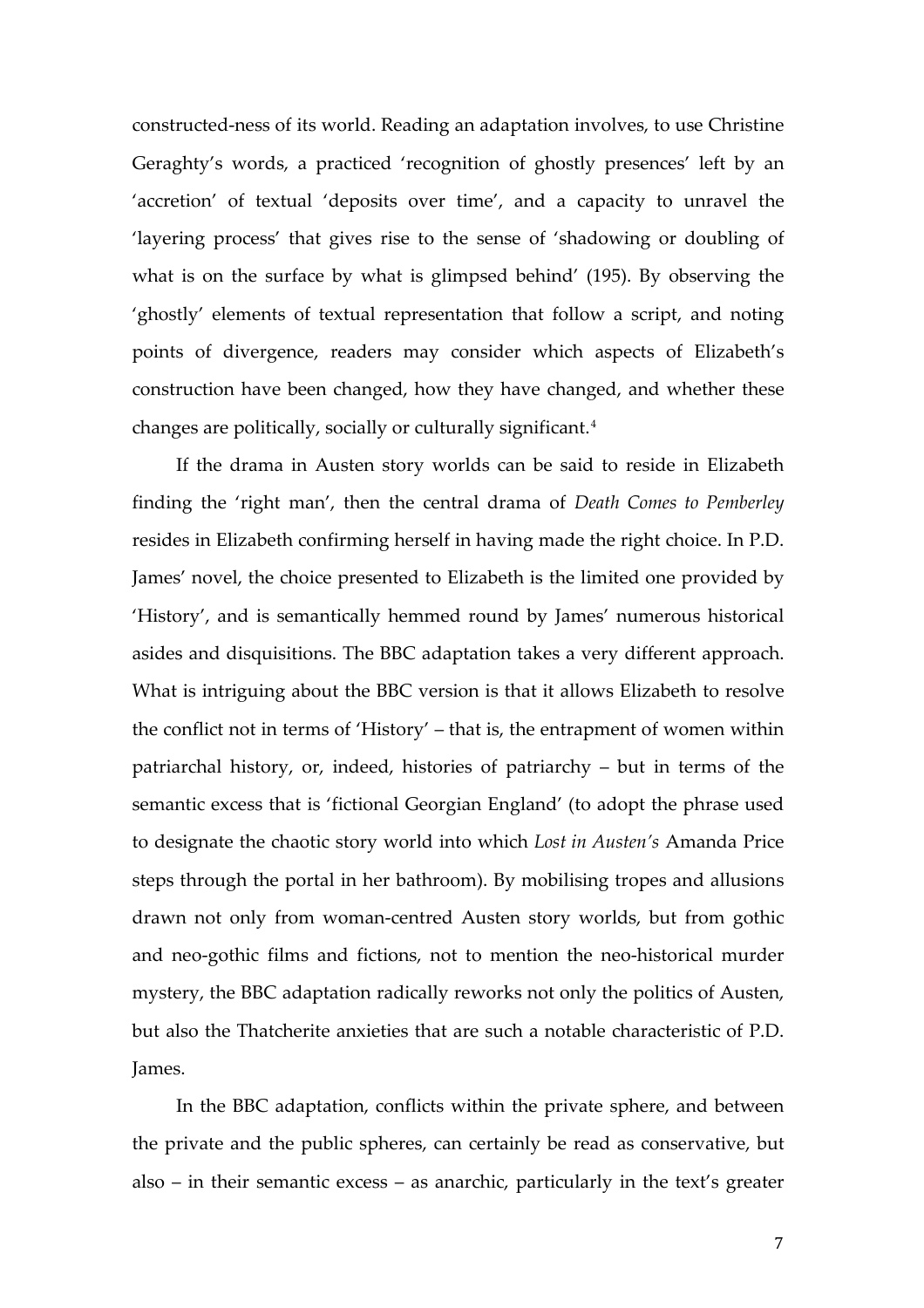constructed-ness of its world. Reading an adaptation involves, to use Christine Geraghty's words, a practiced 'recognition of ghostly presences' left by an 'accretion' of textual 'deposits over time', and a capacity to unravel the 'layering process' that gives rise to the sense of 'shadowing or doubling of what is on the surface by what is glimpsed behind' (195). By observing the 'ghostly' elements of textual representation that follow a script, and noting points of divergence, readers may consider which aspects of Elizabeth's construction have been changed, how they have changed, and whether these changes are politically, socially or culturally significant.[4]

If the drama in Austen story worlds can be said to reside in Elizabeth finding the 'right man', then the central drama of *Death Comes to Pemberley* resides in Elizabeth confirming herself in having made the right choice. In P.D. James' novel, the choice presented to Elizabeth is the limited one provided by 'History', and is semantically hemmed round by James' numerous historical asides and disquisitions. The BBC adaptation takes a very different approach. What is intriguing about the BBC version is that it allows Elizabeth to resolve the conflict not in terms of 'History' – that is, the entrapment of women within patriarchal history, or, indeed, histories of patriarchy – but in terms of the semantic excess that is 'fictional Georgian England' (to adopt the phrase used to designate the chaotic story world into which *Lost in Austen's* Amanda Price steps through the portal in her bathroom). By mobilising tropes and allusions drawn not only from woman-centred Austen story worlds, but from gothic and neo-gothic films and fictions, not to mention the neo-historical murder mystery, the BBC adaptation radically reworks not only the politics of Austen, but also the Thatcherite anxieties that are such a notable characteristic of P.D. James.

In the BBC adaptation, conflicts within the private sphere, and between the private and the public spheres, can certainly be read as conservative, but also – in their semantic excess – as anarchic, particularly in the text's greater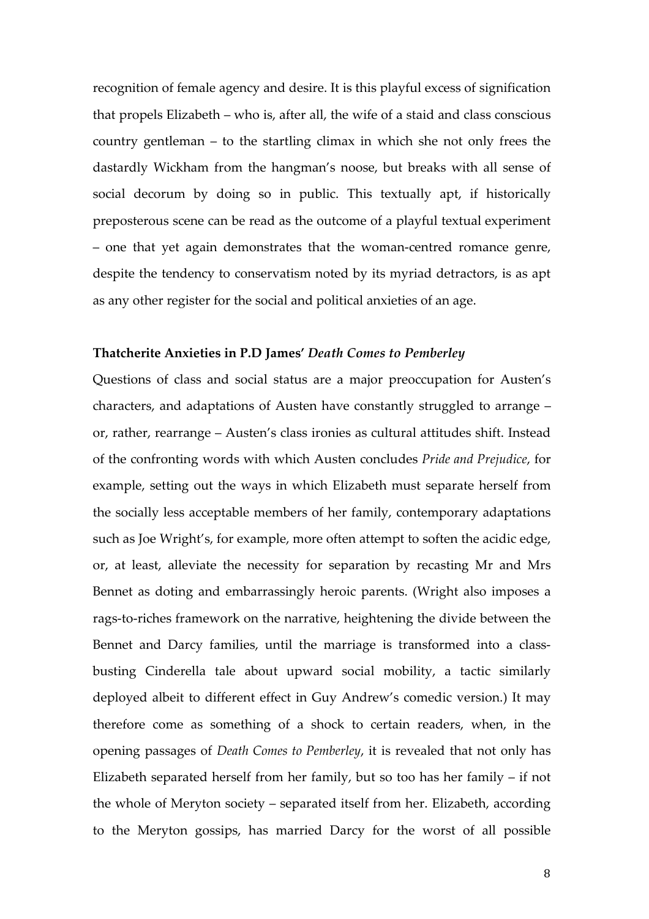recognition of female agency and desire. It is this playful excess of signification that propels Elizabeth – who is, after all, the wife of a staid and class conscious country gentleman – to the startling climax in which she not only frees the dastardly Wickham from the hangman's noose, but breaks with all sense of social decorum by doing so in public. This textually apt, if historically preposterous scene can be read as the outcome of a playful textual experiment – one that yet again demonstrates that the woman-centred romance genre, despite the tendency to conservatism noted by its myriad detractors, is as apt as any other register for the social and political anxieties of an age.

### Thatcherite Anxieties in P.D James' *Death Comes to Pemberley*

Questions of class and social status are a major preoccupation for Austen's characters, and adaptations of Austen have constantly struggled to arrange – or, rather, rearrange – Austen's class ironies as cultural attitudes shift. Instead of the confronting words with which Austen concludes *Pride and Prejudice*, for example, setting out the ways in which Elizabeth must separate herself from the socially less acceptable members of her family, contemporary adaptations such as Joe Wright's, for example, more often attempt to soften the acidic edge, or, at least, alleviate the necessity for separation by recasting Mr and Mrs Bennet as doting and embarrassingly heroic parents. (Wright also imposes a rags-to-riches framework on the narrative, heightening the divide between the Bennet and Darcy families, until the marriage is transformed into a class-busting Cinderella tale about upward social mobility, a tactic similarly deployed albeit to different effect in Guy Andrew's comedic version.) It may therefore come as something of a shock to certain readers, when, in the opening passages of *Death Comes to Pemberley*, it is revealed that not only has Elizabeth separated herself from her family, but so too has her family – if not the whole of Meryton society – separated itself from her. Elizabeth, according to the Meryton gossips, has married Darcy for the worst of all possible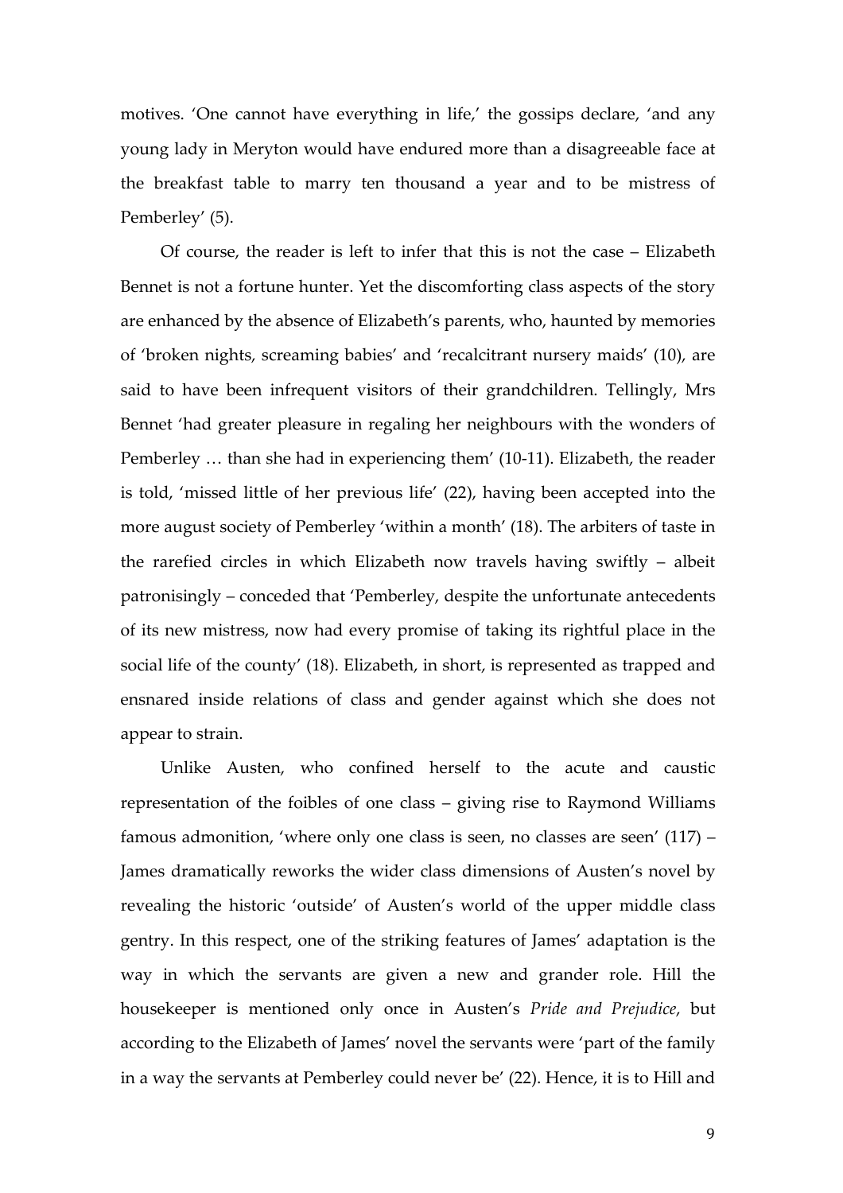motives. 'One cannot have everything in life,' the gossips declare, 'and any young lady in Meryton would have endured more than a disagreeable face at the breakfast table to marry ten thousand a year and to be mistress of Pemberley' (5).

Of course, the reader is left to infer that this is not the case – Elizabeth Bennet is not a fortune hunter. Yet the discomforting class aspects of the story are enhanced by the absence of Elizabeth's parents, who, haunted by memories of 'broken nights, screaming babies' and 'recalcitrant nursery maids' (10), are said to have been infrequent visitors of their grandchildren. Tellingly, Mrs Bennet 'had greater pleasure in regaling her neighbours with the wonders of Pemberley … than she had in experiencing them' (10-11). Elizabeth, the reader is told, 'missed little of her previous life' (22), having been accepted into the more august society of Pemberley 'within a month' (18). The arbiters of taste in the rarefied circles in which Elizabeth now travels having swiftly – albeit patronisingly – conceded that 'Pemberley, despite the unfortunate antecedents of its new mistress, now had every promise of taking its rightful place in the social life of the county' (18). Elizabeth, in short, is represented as trapped and ensnared inside relations of class and gender against which she does not appear to strain.

Unlike Austen, who confined herself to the acute and caustic representation of the foibles of one class – giving rise to Raymond Williams famous admonition, 'where only one class is seen, no classes are seen' (117) – James dramatically reworks the wider class dimensions of Austen's novel by revealing the historic 'outside' of Austen's world of the upper middle class gentry. In this respect, one of the striking features of James' adaptation is the way in which the servants are given a new and grander role. Hill the housekeeper is mentioned only once in Austen's *Pride and Prejudice*, but according to the Elizabeth of James' novel the servants were 'part of the family in a way the servants at Pemberley could never be' (22). Hence, it is to Hill and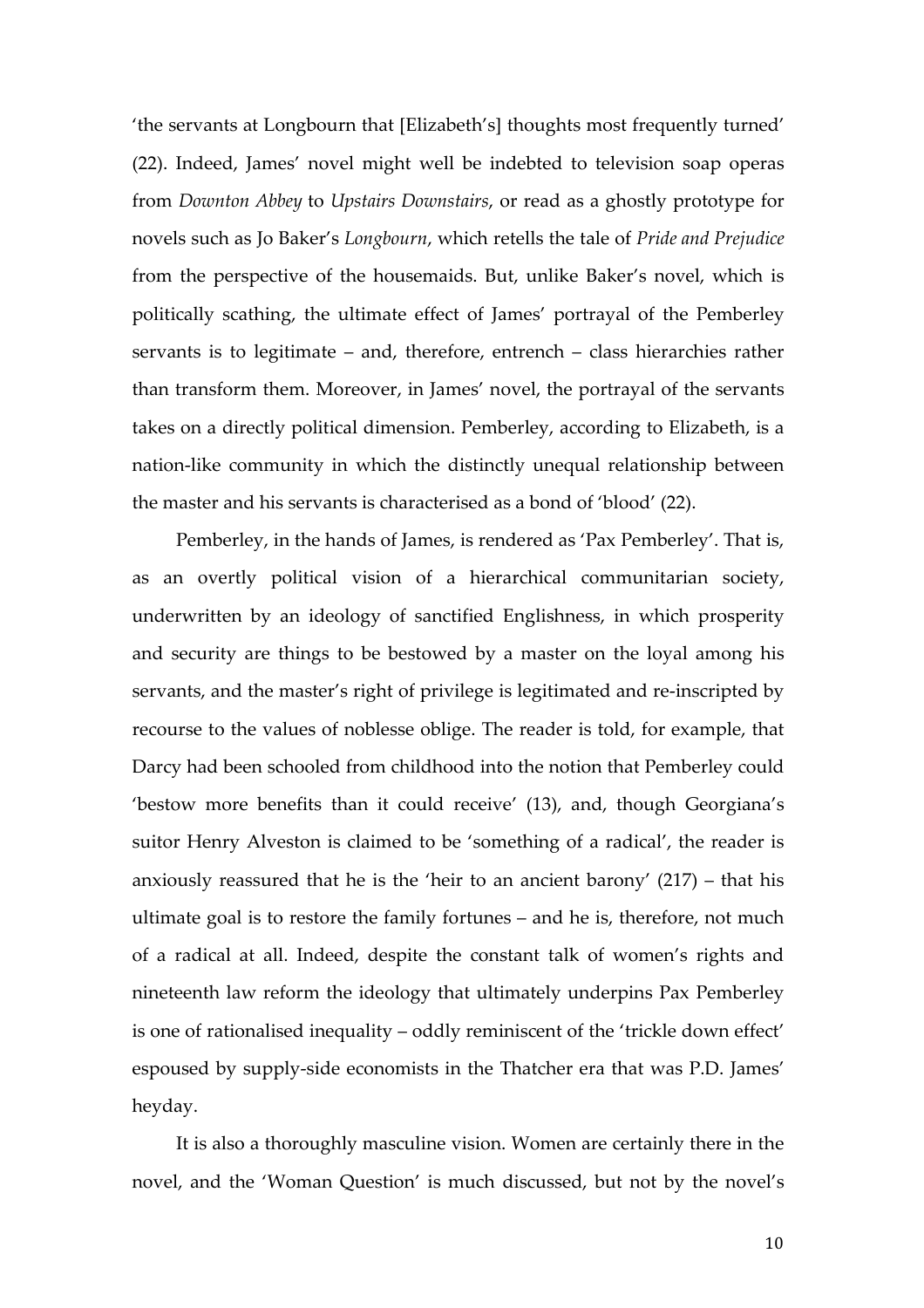'the servants at Longbourn that [Elizabeth's] thoughts most frequently turned' (22). Indeed, James' novel might well be indebted to television soap operas from *Downton Abbey* to *Upstairs Downstairs*, or read as a ghostly prototype for novels such as Jo Baker's *Longbourn*, which retells the tale of *Pride and Prejudice* from the perspective of the housemaids. But, unlike Baker's novel, which is politically scathing, the ultimate effect of James' portrayal of the Pemberley servants is to legitimate – and, therefore, entrench – class hierarchies rather than transform them. Moreover, in James' novel, the portrayal of the servants takes on a directly political dimension. Pemberley, according to Elizabeth, is a nation-like community in which the distinctly unequal relationship between the master and his servants is characterised as a bond of 'blood' (22).

Pemberley, in the hands of James, is rendered as 'Pax Pemberley'. That is, as an overtly political vision of a hierarchical communitarian society, underwritten by an ideology of sanctified Englishness, in which prosperity and security are things to be bestowed by a master on the loyal among his servants, and the master's right of privilege is legitimated and re-inscripted by recourse to the values of noblesse oblige. The reader is told, for example, that Darcy had been schooled from childhood into the notion that Pemberley could 'bestow more benefits than it could receive' (13), and, though Georgiana's suitor Henry Alveston is claimed to be 'something of a radical', the reader is anxiously reassured that he is the 'heir to an ancient barony' (217) – that his ultimate goal is to restore the family fortunes – and he is, therefore, not much of a radical at all. Indeed, despite the constant talk of women's rights and nineteenth law reform the ideology that ultimately underpins Pax Pemberley is one of rationalised inequality – oddly reminiscent of the 'trickle down effect' espoused by supply-side economists in the Thatcher era that was P.D. James' heyday.

It is also a thoroughly masculine vision. Women are certainly there in the novel, and the 'Woman Question' is much discussed, but not by the novel's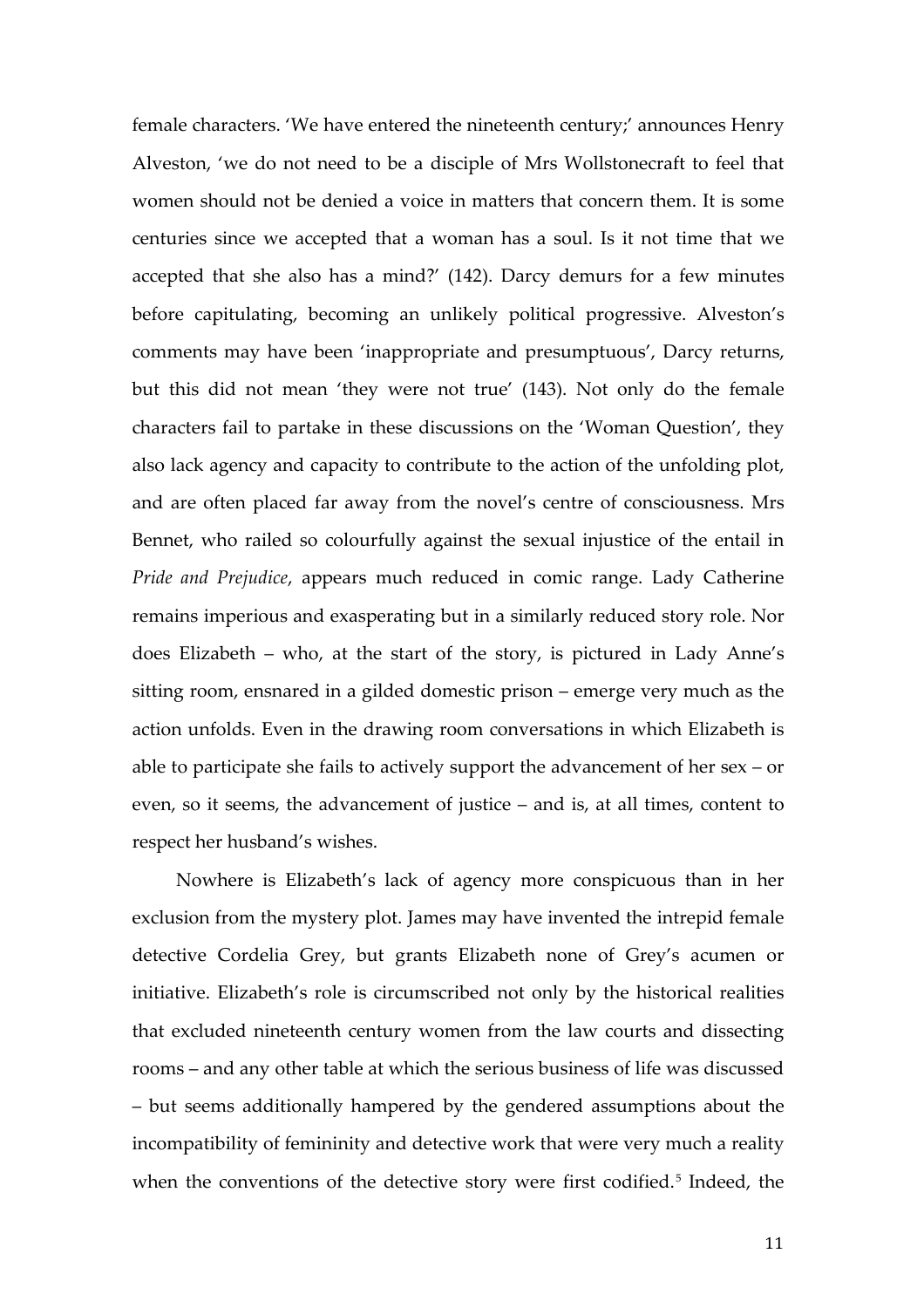female characters. 'We have entered the nineteenth century;' announces Henry Alveston, 'we do not need to be a disciple of Mrs Wollstonecraft to feel that women should not be denied a voice in matters that concern them. It is some centuries since we accepted that a woman has a soul. Is it not time that we accepted that she also has a mind?' (142). Darcy demurs for a few minutes before capitulating, becoming an unlikely political progressive. Alveston's comments may have been 'inappropriate and presumptuous', Darcy returns, but this did not mean 'they were not true' (143). Not only do the female characters fail to partake in these discussions on the 'Woman Question', they also lack agency and capacity to contribute to the action of the unfolding plot, and are often placed far away from the novel's centre of consciousness. Mrs Bennet, who railed so colourfully against the sexual injustice of the entail in *Pride and Prejudice*, appears much reduced in comic range. Lady Catherine remains imperious and exasperating but in a similarly reduced story role. Nor does Elizabeth – who, at the start of the story, is pictured in Lady Anne's sitting room, ensnared in a gilded domestic prison – emerge very much as the action unfolds. Even in the drawing room conversations in which Elizabeth is able to participate she fails to actively support the advancement of her sex – or even, so it seems, the advancement of justice – and is, at all times, content to respect her husband's wishes.

Nowhere is Elizabeth's lack of agency more conspicuous than in her exclusion from the mystery plot. James may have invented the intrepid female detective Cordelia Grey, but grants Elizabeth none of Grey's acumen or initiative. Elizabeth's role is circumscribed not only by the historical realities that excluded nineteenth century women from the law courts and dissecting rooms – and any other table at which the serious business of life was discussed – but seems additionally hampered by the gendered assumptions about the incompatibility of femininity and detective work that were very much a reality when the conventions of the detective story were first codified.[5] Indeed, the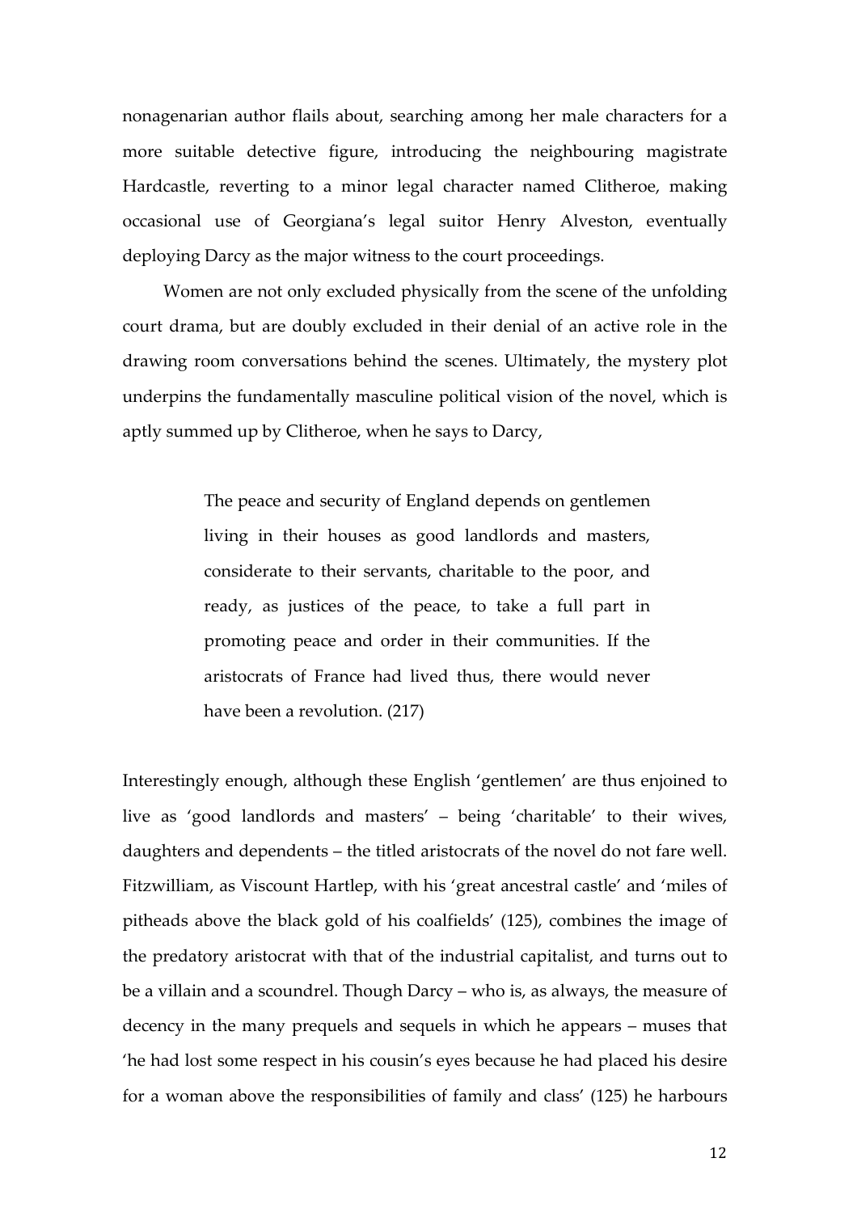nonagenarian author flails about, searching among her male characters for a more suitable detective figure, introducing the neighbouring magistrate Hardcastle, reverting to a minor legal character named Clitheroe, making occasional use of Georgiana's legal suitor Henry Alveston, eventually deploying Darcy as the major witness to the court proceedings.

Women are not only excluded physically from the scene of the unfolding court drama, but are doubly excluded in their denial of an active role in the drawing room conversations behind the scenes. Ultimately, the mystery plot underpins the fundamentally masculine political vision of the novel, which is aptly summed up by Clitheroe, when he says to Darcy,

> The peace and security of England depends on gentlemen living in their houses as good landlords and masters, considerate to their servants, charitable to the poor, and ready, as justices of the peace, to take a full part in promoting peace and order in their communities. If the aristocrats of France had lived thus, there would never have been a revolution. (217)

Interestingly enough, although these English 'gentlemen' are thus enjoined to live as 'good landlords and masters' – being 'charitable' to their wives, daughters and dependents – the titled aristocrats of the novel do not fare well. Fitzwilliam, as Viscount Hartlep, with his 'great ancestral castle' and 'miles of pitheads above the black gold of his coalfields' (125), combines the image of the predatory aristocrat with that of the industrial capitalist, and turns out to be a villain and a scoundrel. Though Darcy – who is, as always, the measure of decency in the many prequels and sequels in which he appears – muses that 'he had lost some respect in his cousin's eyes because he had placed his desire for a woman above the responsibilities of family and class' (125) he harbours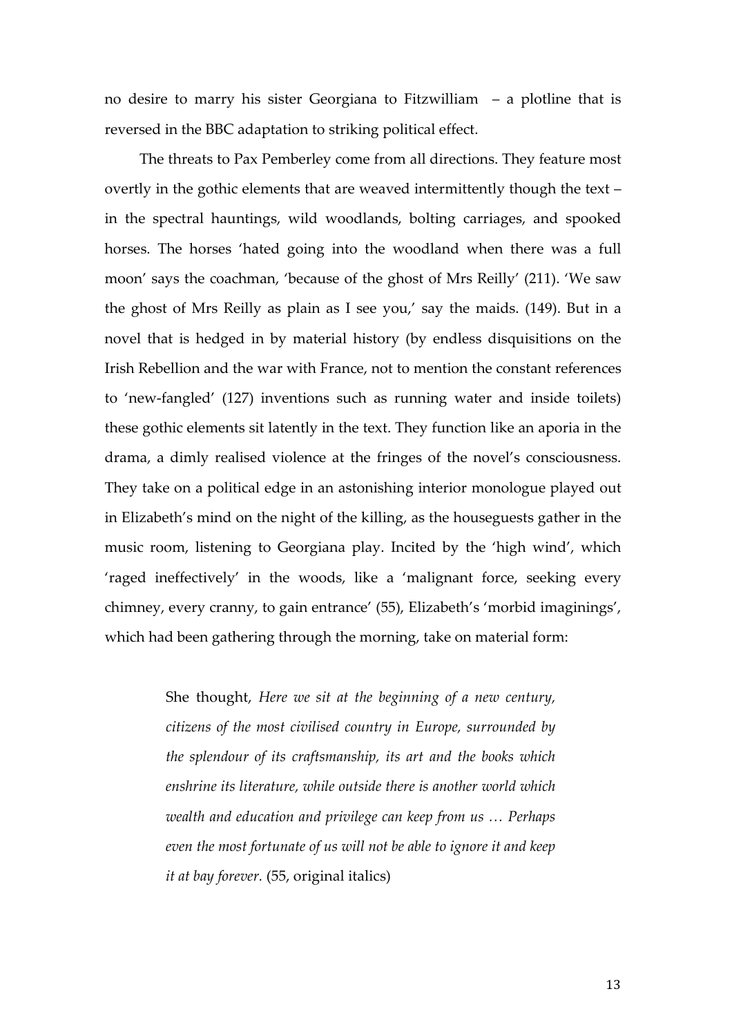no desire to marry his sister Georgiana to Fitzwilliam – a plotline that is reversed in the BBC adaptation to striking political effect.

The threats to Pax Pemberley come from all directions. They feature most overtly in the gothic elements that are weaved intermittently though the text – in the spectral hauntings, wild woodlands, bolting carriages, and spooked horses. The horses 'hated going into the woodland when there was a full moon' says the coachman, 'because of the ghost of Mrs Reilly' (211). 'We saw the ghost of Mrs Reilly as plain as I see you,' say the maids. (149). But in a novel that is hedged in by material history (by endless disquisitions on the Irish Rebellion and the war with France, not to mention the constant references to 'new-fangled' (127) inventions such as running water and inside toilets) these gothic elements sit latently in the text. They function like an aporia in the drama, a dimly realised violence at the fringes of the novel's consciousness. They take on a political edge in an astonishing interior monologue played out in Elizabeth's mind on the night of the killing, as the houseguests gather in the music room, listening to Georgiana play. Incited by the 'high wind', which 'raged ineffectively' in the woods, like a 'malignant force, seeking every chimney, every cranny, to gain entrance' (55), Elizabeth's 'morbid imaginings', which had been gathering through the morning, take on material form:

> She thought, *Here we sit at the beginning of a new century, citizens of the most civilised country in Europe, surrounded by the splendour of its craftsmanship, its art and the books which enshrine its literature, while outside there is another world which wealth and education and privilege can keep from us … Perhaps even the most fortunate of us will not be able to ignore it and keep it at bay forever.* (55, original italics)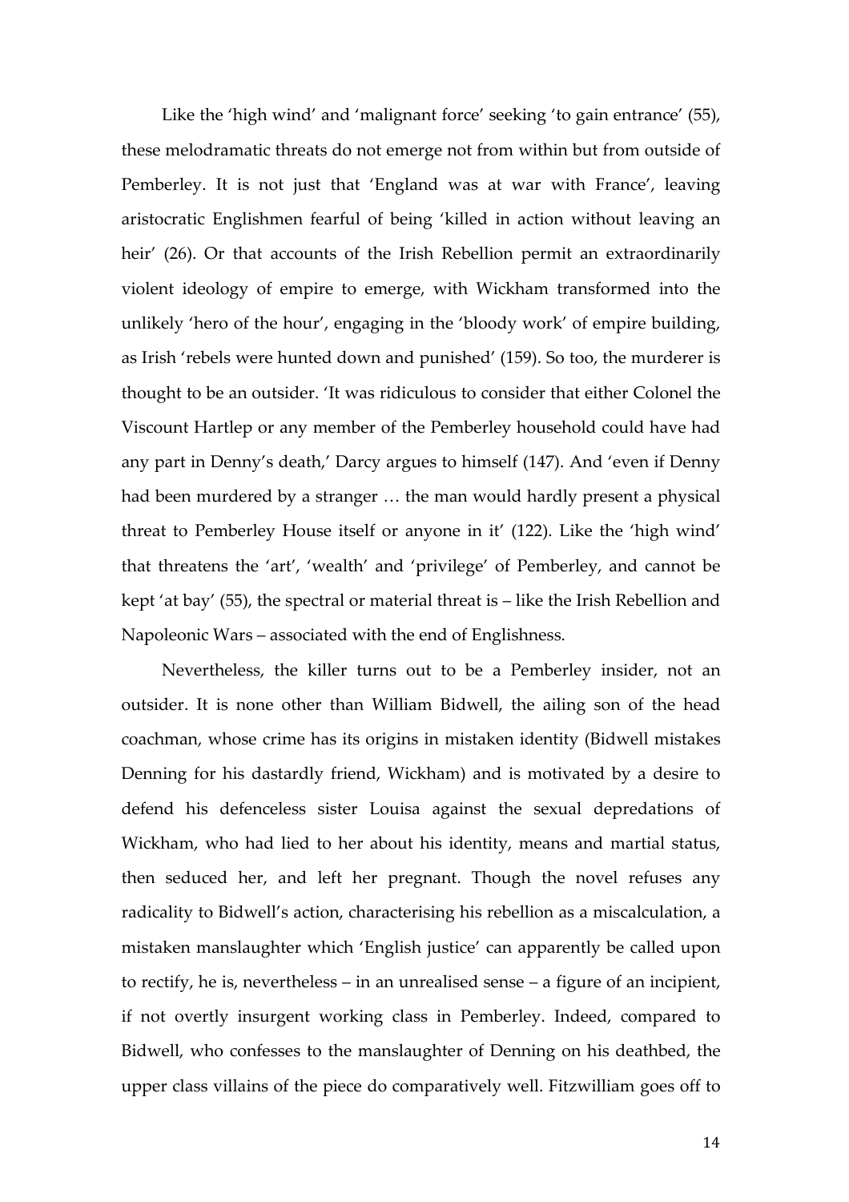Like the 'high wind' and 'malignant force' seeking 'to gain entrance' (55), these melodramatic threats do not emerge not from within but from outside of Pemberley. It is not just that 'England was at war with France', leaving aristocratic Englishmen fearful of being 'killed in action without leaving an heir' (26). Or that accounts of the Irish Rebellion permit an extraordinarily violent ideology of empire to emerge, with Wickham transformed into the unlikely 'hero of the hour', engaging in the 'bloody work' of empire building, as Irish 'rebels were hunted down and punished' (159). So too, the murderer is thought to be an outsider. 'It was ridiculous to consider that either Colonel the Viscount Hartlep or any member of the Pemberley household could have had any part in Denny's death,' Darcy argues to himself (147). And 'even if Denny had been murdered by a stranger … the man would hardly present a physical threat to Pemberley House itself or anyone in it' (122). Like the 'high wind' that threatens the 'art', 'wealth' and 'privilege' of Pemberley, and cannot be kept 'at bay' (55), the spectral or material threat is – like the Irish Rebellion and Napoleonic Wars – associated with the end of Englishness.

Nevertheless, the killer turns out to be a Pemberley insider, not an outsider. It is none other than William Bidwell, the ailing son of the head coachman, whose crime has its origins in mistaken identity (Bidwell mistakes Denning for his dastardly friend, Wickham) and is motivated by a desire to defend his defenceless sister Louisa against the sexual depredations of Wickham, who had lied to her about his identity, means and martial status, then seduced her, and left her pregnant. Though the novel refuses any radicality to Bidwell's action, characterising his rebellion as a miscalculation, a mistaken manslaughter which 'English justice' can apparently be called upon to rectify, he is, nevertheless – in an unrealised sense – a figure of an incipient, if not overtly insurgent working class in Pemberley. Indeed, compared to Bidwell, who confesses to the manslaughter of Denning on his deathbed, the upper class villains of the piece do comparatively well. Fitzwilliam goes off to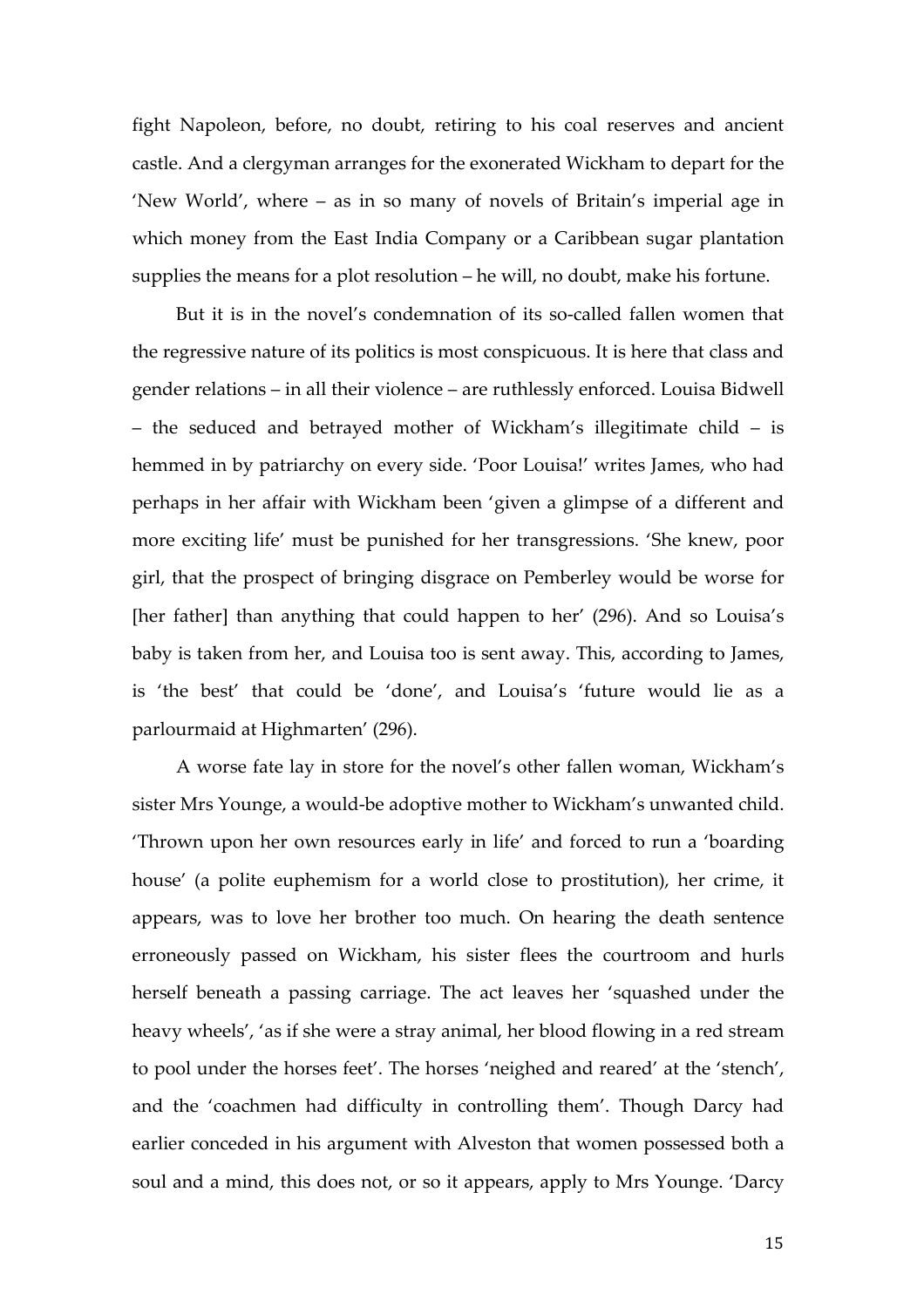fight Napoleon, before, no doubt, retiring to his coal reserves and ancient castle. And a clergyman arranges for the exonerated Wickham to depart for the 'New World', where – as in so many of novels of Britain's imperial age in which money from the East India Company or a Caribbean sugar plantation supplies the means for a plot resolution – he will, no doubt, make his fortune.

But it is in the novel's condemnation of its so-called fallen women that the regressive nature of its politics is most conspicuous. It is here that class and gender relations – in all their violence – are ruthlessly enforced. Louisa Bidwell – the seduced and betrayed mother of Wickham's illegitimate child – is hemmed in by patriarchy on every side. 'Poor Louisa!' writes James, who had perhaps in her affair with Wickham been 'given a glimpse of a different and more exciting life' must be punished for her transgressions. 'She knew, poor girl, that the prospect of bringing disgrace on Pemberley would be worse for [her father] than anything that could happen to her' (296). And so Louisa's baby is taken from her, and Louisa too is sent away. This, according to James, is 'the best' that could be 'done', and Louisa's 'future would lie as a parlourmaid at Highmarten' (296).

A worse fate lay in store for the novel's other fallen woman, Wickham's sister Mrs Younge, a would-be adoptive mother to Wickham's unwanted child. 'Thrown upon her own resources early in life' and forced to run a 'boarding house' (a polite euphemism for a world close to prostitution), her crime, it appears, was to love her brother too much. On hearing the death sentence erroneously passed on Wickham, his sister flees the courtroom and hurls herself beneath a passing carriage. The act leaves her 'squashed under the heavy wheels', 'as if she were a stray animal, her blood flowing in a red stream to pool under the horses feet'. The horses 'neighed and reared' at the 'stench', and the 'coachmen had difficulty in controlling them'. Though Darcy had earlier conceded in his argument with Alveston that women possessed both a soul and a mind, this does not, or so it appears, apply to Mrs Younge. 'Darcy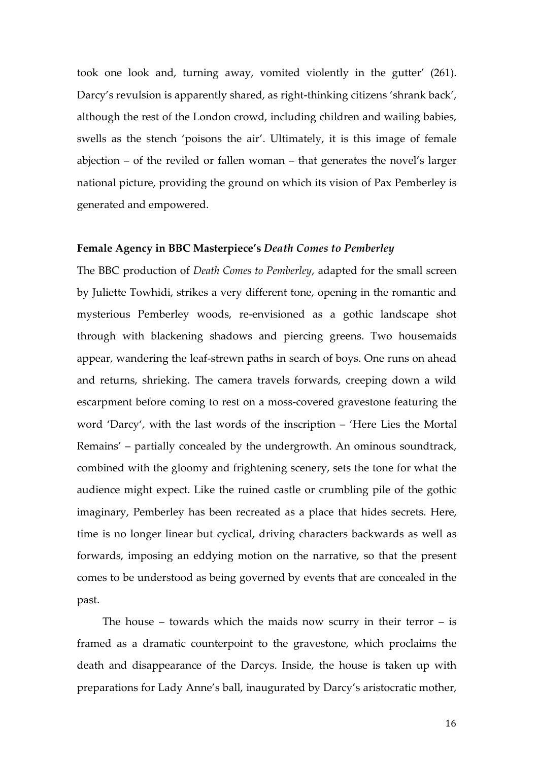took one look and, turning away, vomited violently in the gutter' (261). Darcy's revulsion is apparently shared, as right-thinking citizens 'shrank back', although the rest of the London crowd, including children and wailing babies, swells as the stench 'poisons the air'. Ultimately, it is this image of female abjection – of the reviled or fallen woman – that generates the novel's larger national picture, providing the ground on which its vision of Pax Pemberley is generated and empowered.

## Female Agency in BBC Masterpiece's *Death Comes to Pemberley*

The BBC production of *Death Comes to Pemberley*, adapted for the small screen by Juliette Towhidi, strikes a very different tone, opening in the romantic and mysterious Pemberley woods, re-envisioned as a gothic landscape shot through with blackening shadows and piercing greens. Two housemaids appear, wandering the leaf-strewn paths in search of boys. One runs on ahead and returns, shrieking. The camera travels forwards, creeping down a wild escarpment before coming to rest on a moss-covered gravestone featuring the word 'Darcy', with the last words of the inscription – 'Here Lies the Mortal Remains' – partially concealed by the undergrowth. An ominous soundtrack, combined with the gloomy and frightening scenery, sets the tone for what the audience might expect. Like the ruined castle or crumbling pile of the gothic imaginary, Pemberley has been recreated as a place that hides secrets. Here, time is no longer linear but cyclical, driving characters backwards as well as forwards, imposing an eddying motion on the narrative, so that the present comes to be understood as being governed by events that are concealed in the past.

The house – towards which the maids now scurry in their terror – is framed as a dramatic counterpoint to the gravestone, which proclaims the death and disappearance of the Darcys. Inside, the house is taken up with preparations for Lady Anne's ball, inaugurated by Darcy's aristocratic mother,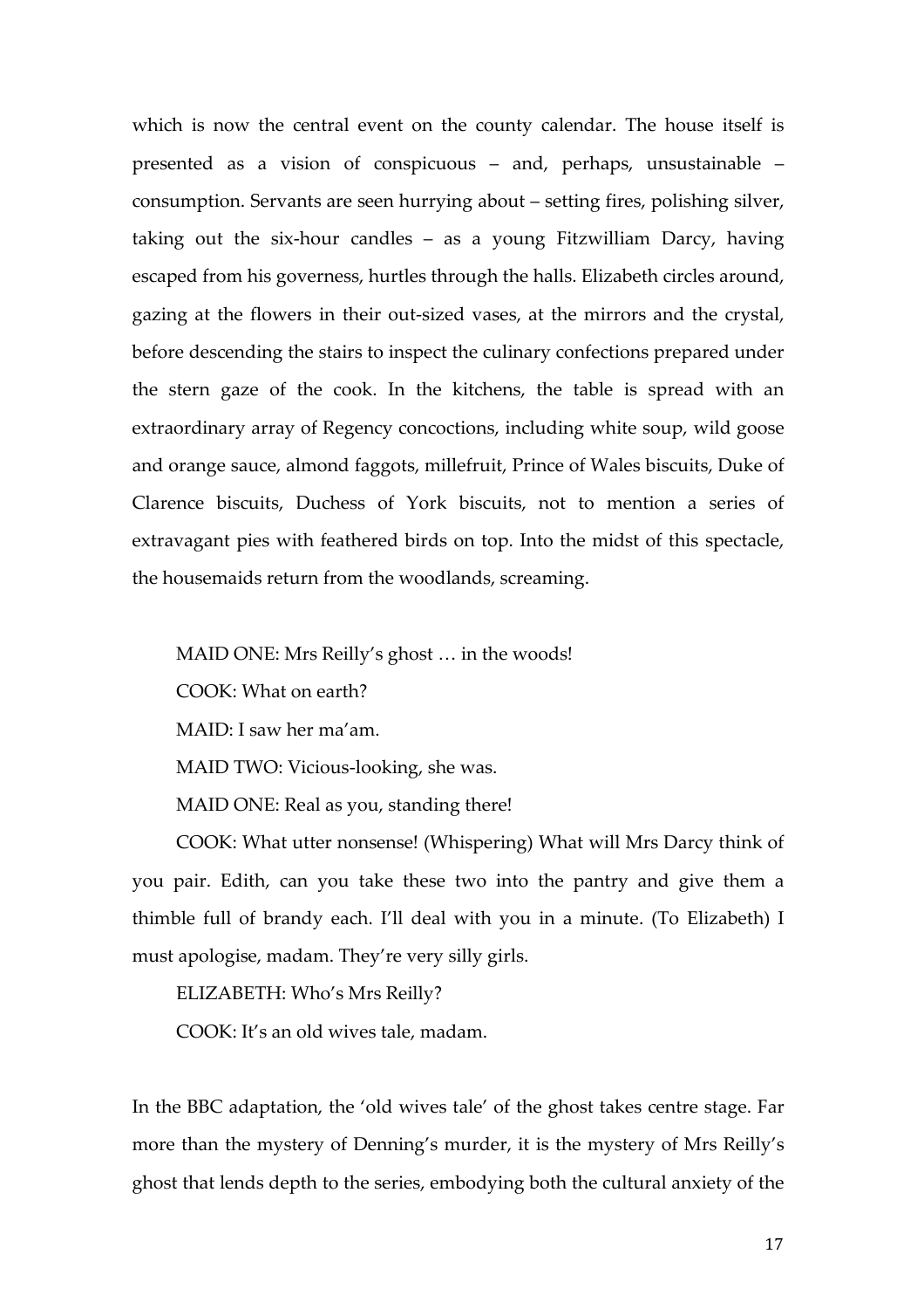which is now the central event on the county calendar. The house itself is presented as a vision of conspicuous – and, perhaps, unsustainable – consumption. Servants are seen hurrying about – setting fires, polishing silver, taking out the six-hour candles – as a young Fitzwilliam Darcy, having escaped from his governess, hurtles through the halls. Elizabeth circles around, gazing at the flowers in their out-sized vases, at the mirrors and the crystal, before descending the stairs to inspect the culinary confections prepared under the stern gaze of the cook. In the kitchens, the table is spread with an extraordinary array of Regency concoctions, including white soup, wild goose and orange sauce, almond faggots, millefruit, Prince of Wales biscuits, Duke of Clarence biscuits, Duchess of York biscuits, not to mention a series of extravagant pies with feathered birds on top. Into the midst of this spectacle, the housemaids return from the woodlands, screaming.

MAID ONE: Mrs Reilly's ghost … in the woods!

COOK: What on earth?

MAID: I saw her ma'am.

MAID TWO: Vicious-looking, she was.

MAID ONE: Real as you, standing there!

COOK: What utter nonsense! (Whispering) What will Mrs Darcy think of you pair. Edith, can you take these two into the pantry and give them a thimble full of brandy each. I'll deal with you in a minute. (To Elizabeth) I must apologise, madam. They're very silly girls.

ELIZABETH: Who's Mrs Reilly?

COOK: It's an old wives tale, madam.

In the BBC adaptation, the 'old wives tale' of the ghost takes centre stage. Far more than the mystery of Denning's murder, it is the mystery of Mrs Reilly's ghost that lends depth to the series, embodying both the cultural anxiety of the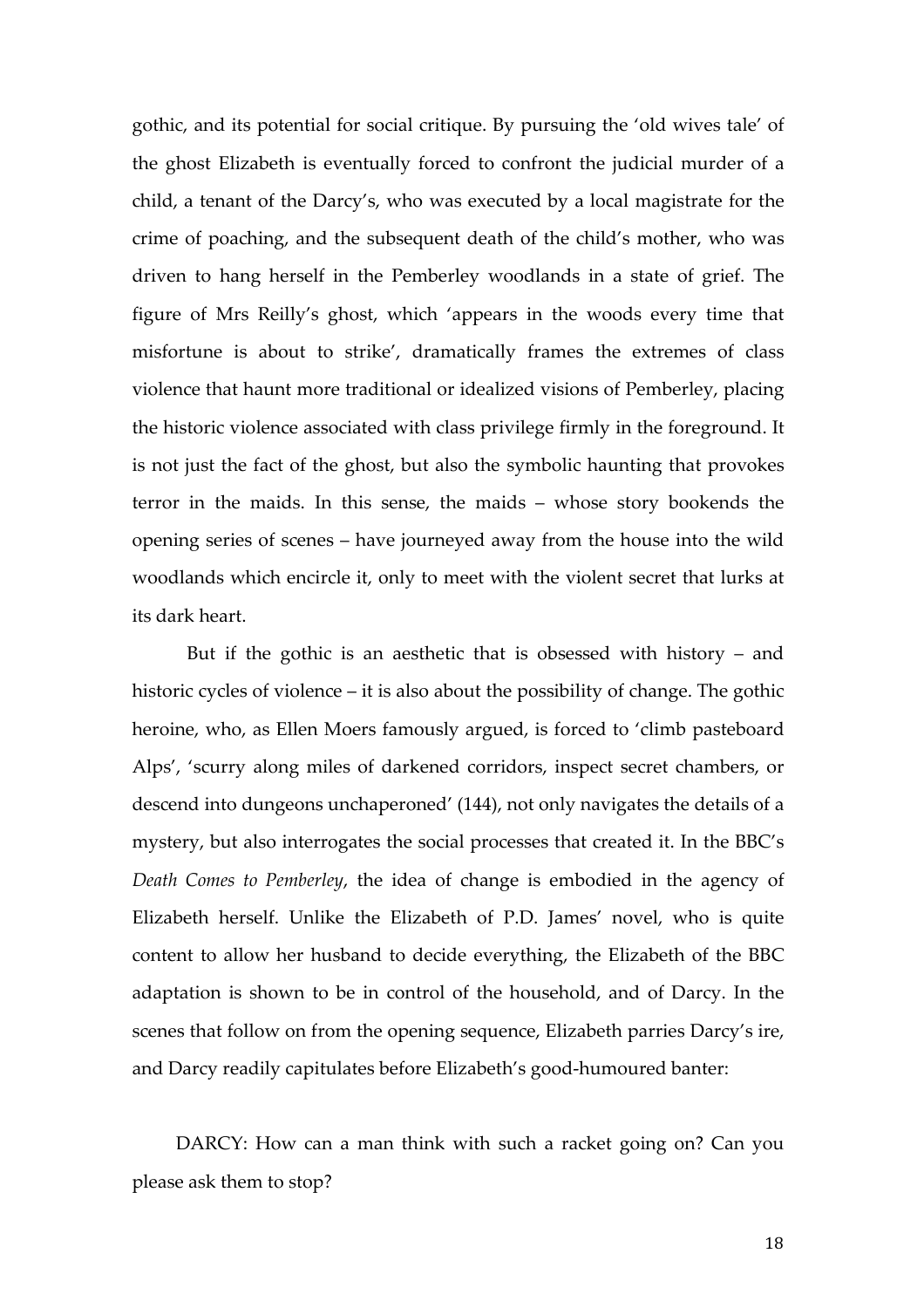gothic, and its potential for social critique. By pursuing the 'old wives tale' of the ghost Elizabeth is eventually forced to confront the judicial murder of a child, a tenant of the Darcy's, who was executed by a local magistrate for the crime of poaching, and the subsequent death of the child's mother, who was driven to hang herself in the Pemberley woodlands in a state of grief. The figure of Mrs Reilly's ghost, which 'appears in the woods every time that misfortune is about to strike', dramatically frames the extremes of class violence that haunt more traditional or idealized visions of Pemberley, placing the historic violence associated with class privilege firmly in the foreground. It is not just the fact of the ghost, but also the symbolic haunting that provokes terror in the maids. In this sense, the maids – whose story bookends the opening series of scenes – have journeyed away from the house into the wild woodlands which encircle it, only to meet with the violent secret that lurks at its dark heart.

But if the gothic is an aesthetic that is obsessed with history – and historic cycles of violence – it is also about the possibility of change. The gothic heroine, who, as Ellen Moers famously argued, is forced to 'climb pasteboard Alps', 'scurry along miles of darkened corridors, inspect secret chambers, or descend into dungeons unchaperoned' (144), not only navigates the details of a mystery, but also interrogates the social processes that created it. In the BBC's *Death Comes to Pemberley*, the idea of change is embodied in the agency of Elizabeth herself. Unlike the Elizabeth of P.D. James' novel, who is quite content to allow her husband to decide everything, the Elizabeth of the BBC adaptation is shown to be in control of the household, and of Darcy. In the scenes that follow on from the opening sequence, Elizabeth parries Darcy's ire, and Darcy readily capitulates before Elizabeth's good-humoured banter:

DARCY: How can a man think with such a racket going on? Can you please ask them to stop?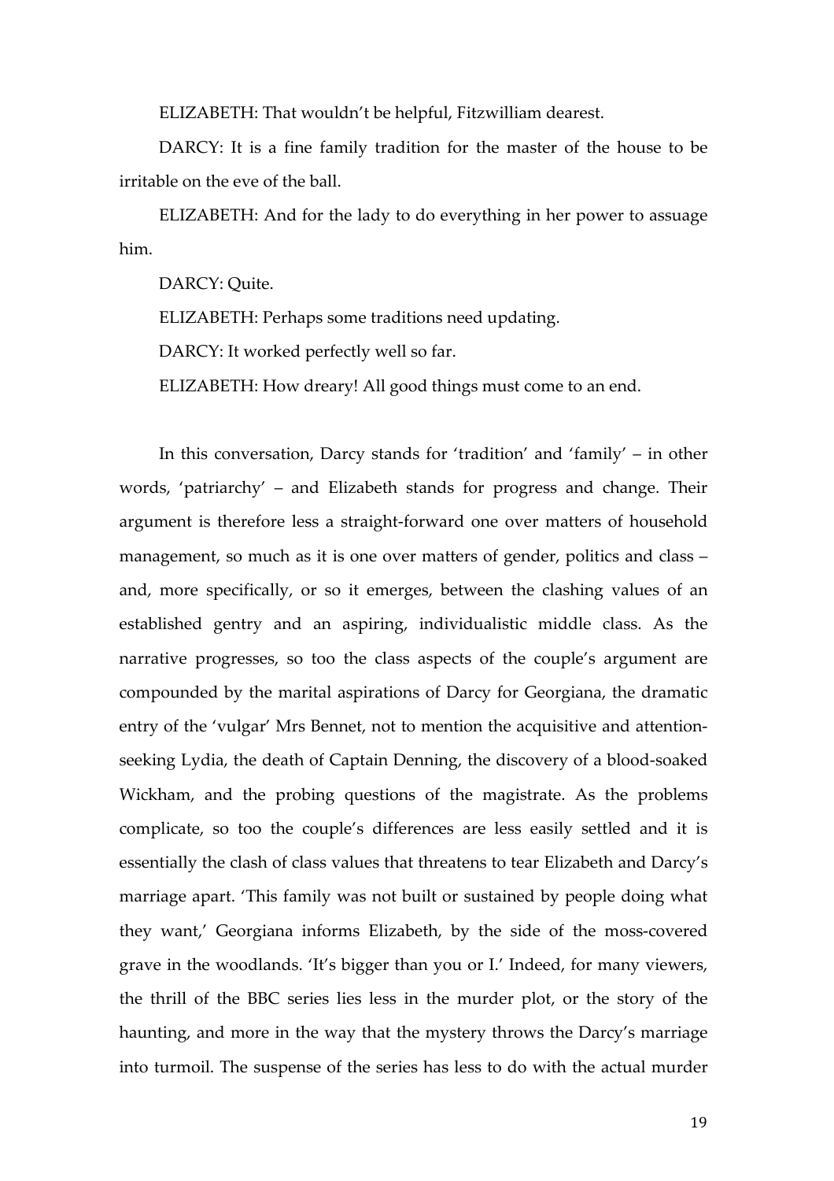ELIZABETH: That wouldn't be helpful, Fitzwilliam dearest.

DARCY: It is a fine family tradition for the master of the house to be irritable on the eve of the ball.

ELIZABETH: And for the lady to do everything in her power to assuage him.

DARCY: Quite.

ELIZABETH: Perhaps some traditions need updating.

DARCY: It worked perfectly well so far.

ELIZABETH: How dreary! All good things must come to an end.

In this conversation, Darcy stands for 'tradition' and 'family' – in other words, 'patriarchy' – and Elizabeth stands for progress and change. Their argument is therefore less a straight-forward one over matters of household management, so much as it is one over matters of gender, politics and class – and, more specifically, or so it emerges, between the clashing values of an established gentry and an aspiring, individualistic middle class. As the narrative progresses, so too the class aspects of the couple's argument are compounded by the marital aspirations of Darcy for Georgiana, the dramatic entry of the 'vulgar' Mrs Bennet, not to mention the acquisitive and attention-seeking Lydia, the death of Captain Denning, the discovery of a blood-soaked Wickham, and the probing questions of the magistrate. As the problems complicate, so too the couple's differences are less easily settled and it is essentially the clash of class values that threatens to tear Elizabeth and Darcy's marriage apart. 'This family was not built or sustained by people doing what they want,' Georgiana informs Elizabeth, by the side of the moss-covered grave in the woodlands. 'It's bigger than you or I.' Indeed, for many viewers, the thrill of the BBC series lies less in the murder plot, or the story of the haunting, and more in the way that the mystery throws the Darcy's marriage into turmoil. The suspense of the series has less to do with the actual murder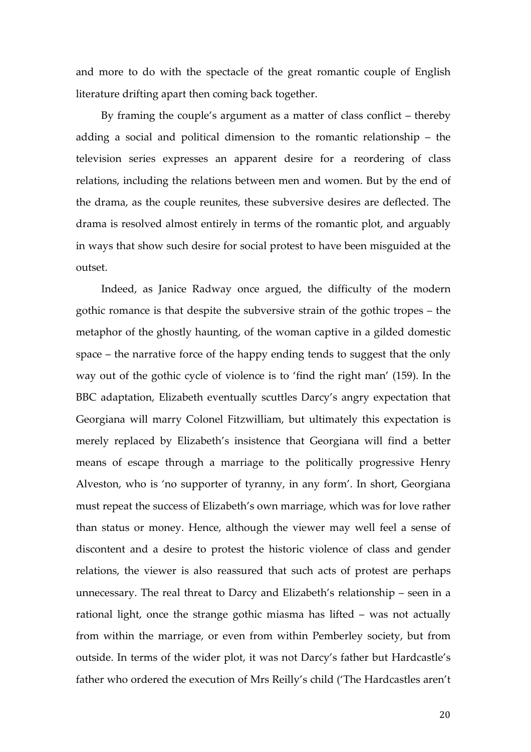and more to do with the spectacle of the great romantic couple of English literature drifting apart then coming back together.

By framing the couple's argument as a matter of class conflict – thereby adding a social and political dimension to the romantic relationship – the television series expresses an apparent desire for a reordering of class relations, including the relations between men and women. But by the end of the drama, as the couple reunites, these subversive desires are deflected. The drama is resolved almost entirely in terms of the romantic plot, and arguably in ways that show such desire for social protest to have been misguided at the outset.

Indeed, as Janice Radway once argued, the difficulty of the modern gothic romance is that despite the subversive strain of the gothic tropes – the metaphor of the ghostly haunting, of the woman captive in a gilded domestic space – the narrative force of the happy ending tends to suggest that the only way out of the gothic cycle of violence is to 'find the right man' (159). In the BBC adaptation, Elizabeth eventually scuttles Darcy's angry expectation that Georgiana will marry Colonel Fitzwilliam, but ultimately this expectation is merely replaced by Elizabeth's insistence that Georgiana will find a better means of escape through a marriage to the politically progressive Henry Alveston, who is 'no supporter of tyranny, in any form'. In short, Georgiana must repeat the success of Elizabeth's own marriage, which was for love rather than status or money. Hence, although the viewer may well feel a sense of discontent and a desire to protest the historic violence of class and gender relations, the viewer is also reassured that such acts of protest are perhaps unnecessary. The real threat to Darcy and Elizabeth's relationship – seen in a rational light, once the strange gothic miasma has lifted – was not actually from within the marriage, or even from within Pemberley society, but from outside. In terms of the wider plot, it was not Darcy's father but Hardcastle's father who ordered the execution of Mrs Reilly's child ('The Hardcastles aren't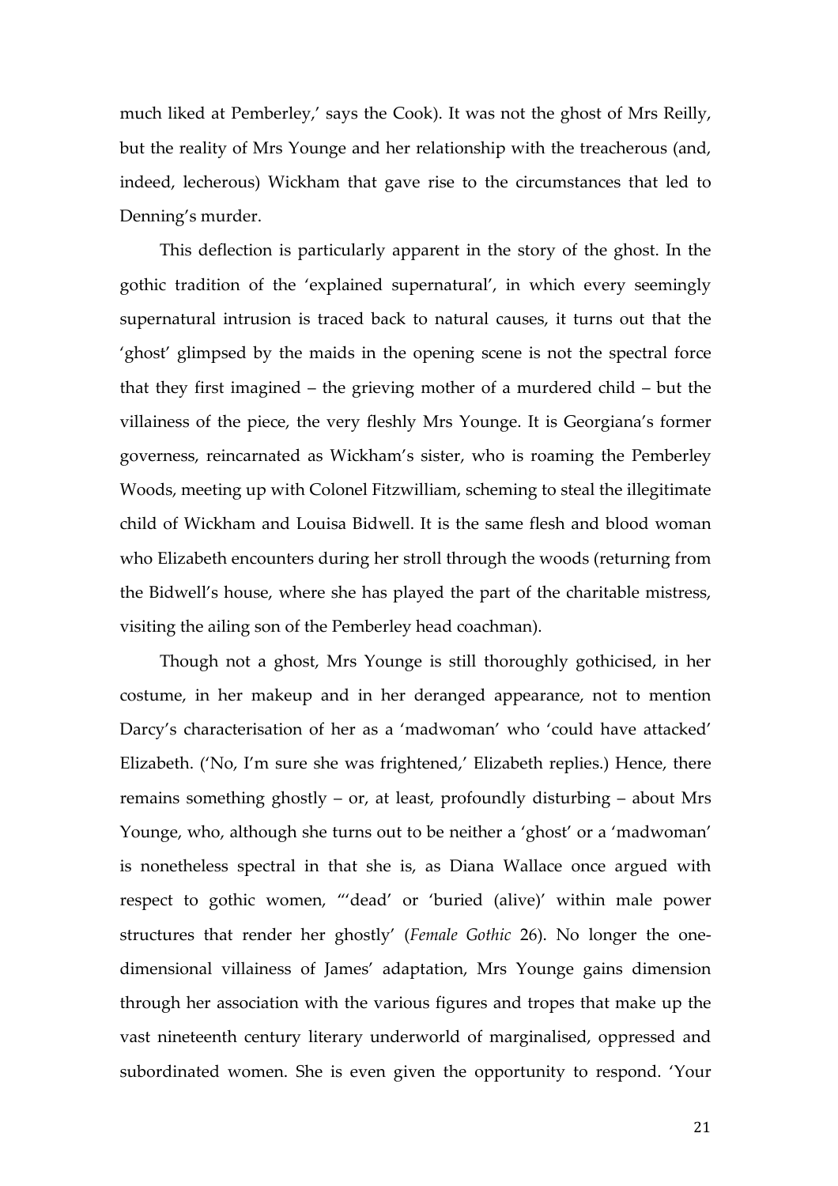much liked at Pemberley,' says the Cook). It was not the ghost of Mrs Reilly, but the reality of Mrs Younge and her relationship with the treacherous (and, indeed, lecherous) Wickham that gave rise to the circumstances that led to Denning's murder.

This deflection is particularly apparent in the story of the ghost. In the gothic tradition of the 'explained supernatural', in which every seemingly supernatural intrusion is traced back to natural causes, it turns out that the 'ghost' glimpsed by the maids in the opening scene is not the spectral force that they first imagined – the grieving mother of a murdered child – but the villainess of the piece, the very fleshly Mrs Younge. It is Georgiana's former governess, reincarnated as Wickham's sister, who is roaming the Pemberley Woods, meeting up with Colonel Fitzwilliam, scheming to steal the illegitimate child of Wickham and Louisa Bidwell. It is the same flesh and blood woman who Elizabeth encounters during her stroll through the woods (returning from the Bidwell's house, where she has played the part of the charitable mistress, visiting the ailing son of the Pemberley head coachman).

Though not a ghost, Mrs Younge is still thoroughly gothicised, in her costume, in her makeup and in her deranged appearance, not to mention Darcy's characterisation of her as a 'madwoman' who 'could have attacked' Elizabeth. ('No, I'm sure she was frightened,' Elizabeth replies.) Hence, there remains something ghostly – or, at least, profoundly disturbing – about Mrs Younge, who, although she turns out to be neither a 'ghost' or a 'madwoman' is nonetheless spectral in that she is, as Diana Wallace once argued with respect to gothic women, "'dead' or 'buried (alive)' within male power structures that render her ghostly' (*Female Gothic* 26). No longer the one-dimensional villainess of James' adaptation, Mrs Younge gains dimension through her association with the various figures and tropes that make up the vast nineteenth century literary underworld of marginalised, oppressed and subordinated women. She is even given the opportunity to respond. 'Your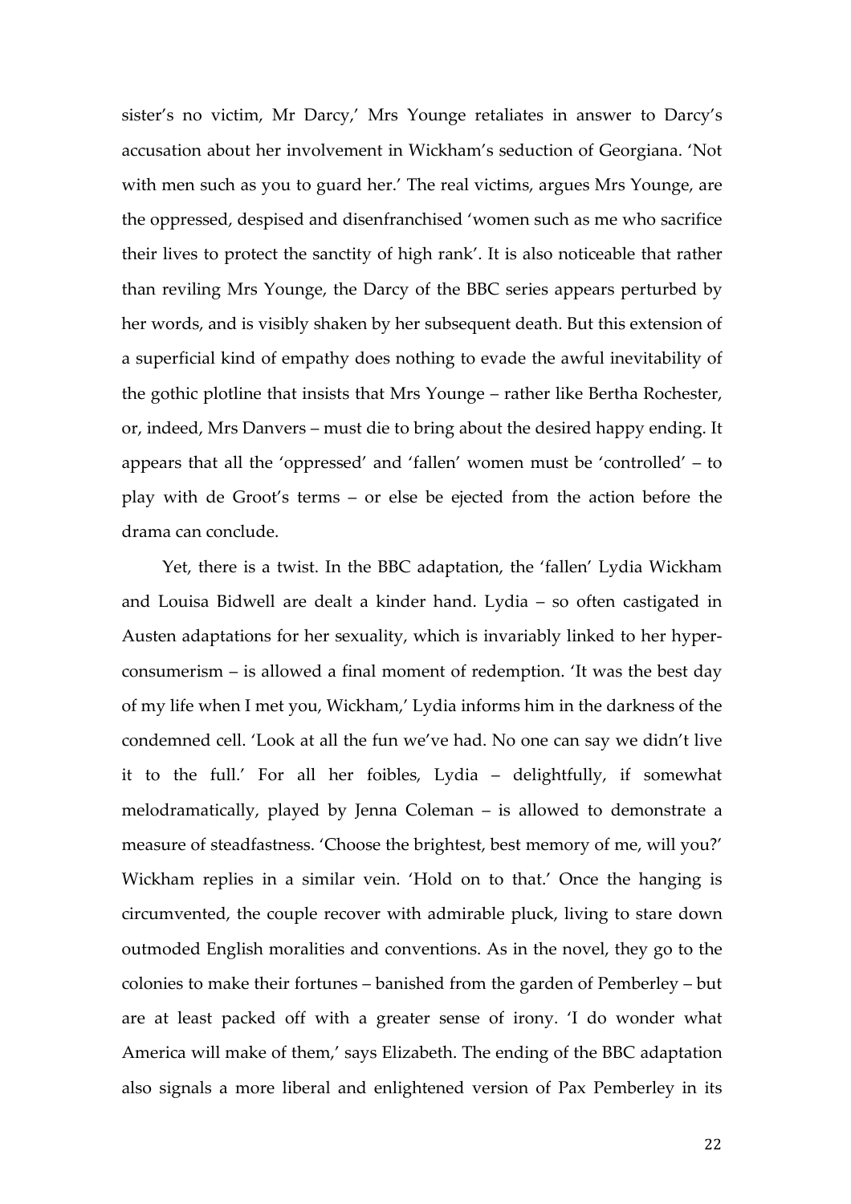sister's no victim, Mr Darcy,' Mrs Younge retaliates in answer to Darcy's accusation about her involvement in Wickham's seduction of Georgiana. 'Not with men such as you to guard her.' The real victims, argues Mrs Younge, are the oppressed, despised and disenfranchised 'women such as me who sacrifice their lives to protect the sanctity of high rank'. It is also noticeable that rather than reviling Mrs Younge, the Darcy of the BBC series appears perturbed by her words, and is visibly shaken by her subsequent death. But this extension of a superficial kind of empathy does nothing to evade the awful inevitability of the gothic plotline that insists that Mrs Younge – rather like Bertha Rochester, or, indeed, Mrs Danvers – must die to bring about the desired happy ending. It appears that all the 'oppressed' and 'fallen' women must be 'controlled' – to play with de Groot's terms – or else be ejected from the action before the drama can conclude.

Yet, there is a twist. In the BBC adaptation, the 'fallen' Lydia Wickham and Louisa Bidwell are dealt a kinder hand. Lydia – so often castigated in Austen adaptations for her sexuality, which is invariably linked to her hyper-consumerism – is allowed a final moment of redemption. 'It was the best day of my life when I met you, Wickham,' Lydia informs him in the darkness of the condemned cell. 'Look at all the fun we've had. No one can say we didn't live it to the full.' For all her foibles, Lydia – delightfully, if somewhat melodramatically, played by Jenna Coleman – is allowed to demonstrate a measure of steadfastness. 'Choose the brightest, best memory of me, will you?' Wickham replies in a similar vein. 'Hold on to that.' Once the hanging is circumvented, the couple recover with admirable pluck, living to stare down outmoded English moralities and conventions. As in the novel, they go to the colonies to make their fortunes – banished from the garden of Pemberley – but are at least packed off with a greater sense of irony. 'I do wonder what America will make of them,' says Elizabeth. The ending of the BBC adaptation also signals a more liberal and enlightened version of Pax Pemberley in its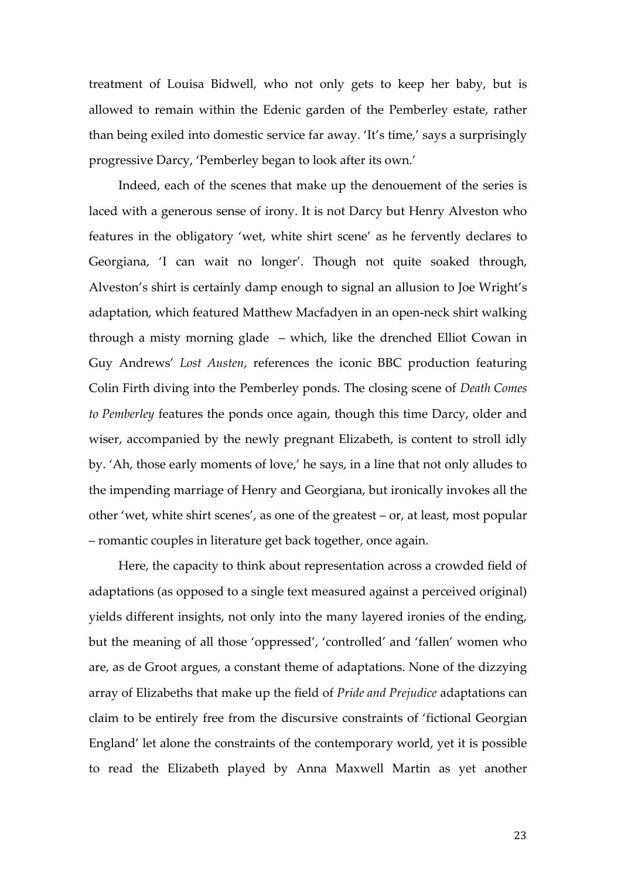treatment of Louisa Bidwell, who not only gets to keep her baby, but is allowed to remain within the Edenic garden of the Pemberley estate, rather than being exiled into domestic service far away. 'It's time,' says a surprisingly progressive Darcy, 'Pemberley began to look after its own.'

Indeed, each of the scenes that make up the denouement of the series is laced with a generous sense of irony. It is not Darcy but Henry Alveston who features in the obligatory 'wet, white shirt scene' as he fervently declares to Georgiana, 'I can wait no longer'. Though not quite soaked through, Alveston's shirt is certainly damp enough to signal an allusion to Joe Wright's adaptation, which featured Matthew Macfadyen in an open-neck shirt walking through a misty morning glade – which, like the drenched Elliot Cowan in Guy Andrews' *Lost Austen*, references the iconic BBC production featuring Colin Firth diving into the Pemberley ponds. The closing scene of *Death Comes to Pemberley* features the ponds once again, though this time Darcy, older and wiser, accompanied by the newly pregnant Elizabeth, is content to stroll idly by. 'Ah, those early moments of love,' he says, in a line that not only alludes to the impending marriage of Henry and Georgiana, but ironically invokes all the other 'wet, white shirt scenes', as one of the greatest – or, at least, most popular – romantic couples in literature get back together, once again.

Here, the capacity to think about representation across a crowded field of adaptations (as opposed to a single text measured against a perceived original) yields different insights, not only into the many layered ironies of the ending, but the meaning of all those 'oppressed', 'controlled' and 'fallen' women who are, as de Groot argues, a constant theme of adaptations. None of the dizzying array of Elizabeths that make up the field of *Pride and Prejudice* adaptations can claim to be entirely free from the discursive constraints of 'fictional Georgian England' let alone the constraints of the contemporary world, yet it is possible to read the Elizabeth played by Anna Maxwell Martin as yet another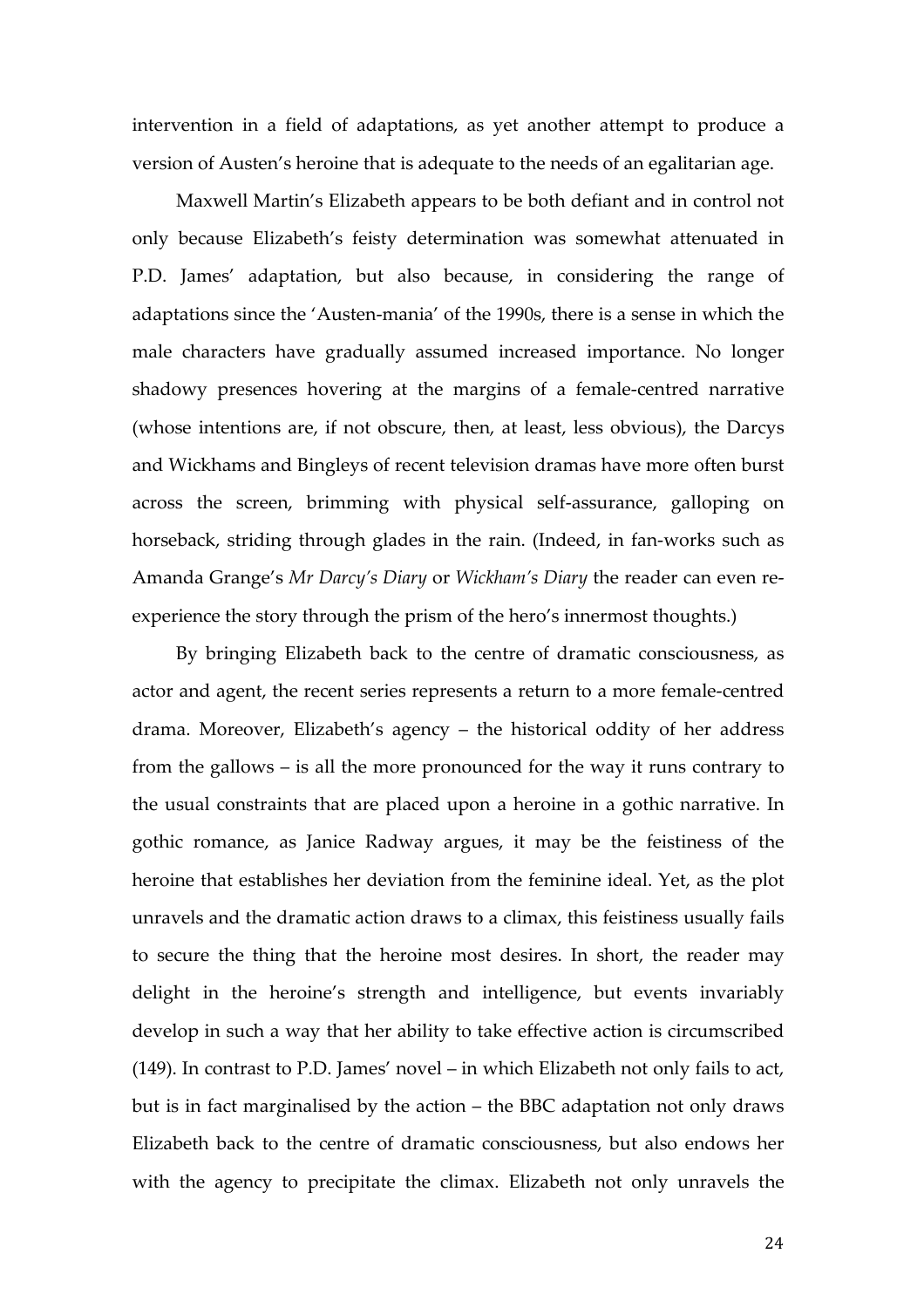intervention in a field of adaptations, as yet another attempt to produce a version of Austen's heroine that is adequate to the needs of an egalitarian age.

Maxwell Martin's Elizabeth appears to be both defiant and in control not only because Elizabeth's feisty determination was somewhat attenuated in P.D. James' adaptation, but also because, in considering the range of adaptations since the 'Austen-mania' of the 1990s, there is a sense in which the male characters have gradually assumed increased importance. No longer shadowy presences hovering at the margins of a female-centred narrative (whose intentions are, if not obscure, then, at least, less obvious), the Darcys and Wickhams and Bingleys of recent television dramas have more often burst across the screen, brimming with physical self-assurance, galloping on horseback, striding through glades in the rain. (Indeed, in fan-works such as Amanda Grange's *Mr Darcy's Diary* or *Wickham's Diary* the reader can even re-experience the story through the prism of the hero's innermost thoughts.)

By bringing Elizabeth back to the centre of dramatic consciousness, as actor and agent, the recent series represents a return to a more female-centred drama. Moreover, Elizabeth's agency – the historical oddity of her address from the gallows – is all the more pronounced for the way it runs contrary to the usual constraints that are placed upon a heroine in a gothic narrative. In gothic romance, as Janice Radway argues, it may be the feistiness of the heroine that establishes her deviation from the feminine ideal. Yet, as the plot unravels and the dramatic action draws to a climax, this feistiness usually fails to secure the thing that the heroine most desires. In short, the reader may delight in the heroine's strength and intelligence, but events invariably develop in such a way that her ability to take effective action is circumscribed (149). In contrast to P.D. James' novel – in which Elizabeth not only fails to act, but is in fact marginalised by the action – the BBC adaptation not only draws Elizabeth back to the centre of dramatic consciousness, but also endows her with the agency to precipitate the climax. Elizabeth not only unravels the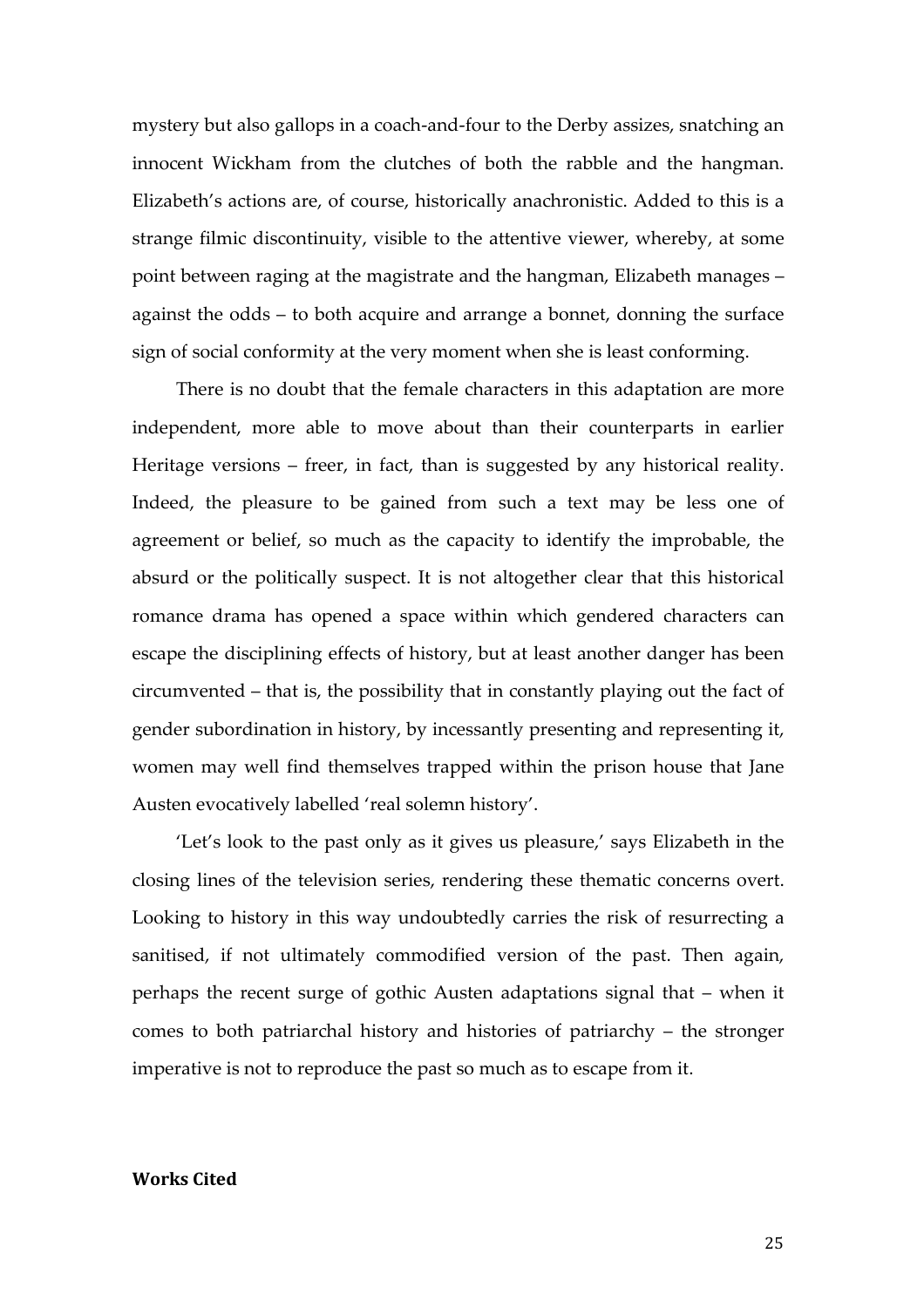mystery but also gallops in a coach-and-four to the Derby assizes, snatching an innocent Wickham from the clutches of both the rabble and the hangman. Elizabeth's actions are, of course, historically anachronistic. Added to this is a strange filmic discontinuity, visible to the attentive viewer, whereby, at some point between raging at the magistrate and the hangman, Elizabeth manages – against the odds – to both acquire and arrange a bonnet, donning the surface sign of social conformity at the very moment when she is least conforming.

There is no doubt that the female characters in this adaptation are more independent, more able to move about than their counterparts in earlier Heritage versions – freer, in fact, than is suggested by any historical reality. Indeed, the pleasure to be gained from such a text may be less one of agreement or belief, so much as the capacity to identify the improbable, the absurd or the politically suspect. It is not altogether clear that this historical romance drama has opened a space within which gendered characters can escape the disciplining effects of history, but at least another danger has been circumvented – that is, the possibility that in constantly playing out the fact of gender subordination in history, by incessantly presenting and representing it, women may well find themselves trapped within the prison house that Jane Austen evocatively labelled 'real solemn history'.

'Let's look to the past only as it gives us pleasure,' says Elizabeth in the closing lines of the television series, rendering these thematic concerns overt. Looking to history in this way undoubtedly carries the risk of resurrecting a sanitised, if not ultimately commodified version of the past. Then again, perhaps the recent surge of gothic Austen adaptations signal that – when it comes to both patriarchal history and histories of patriarchy – the stronger imperative is not to reproduce the past so much as to escape from it.

**Works Cited**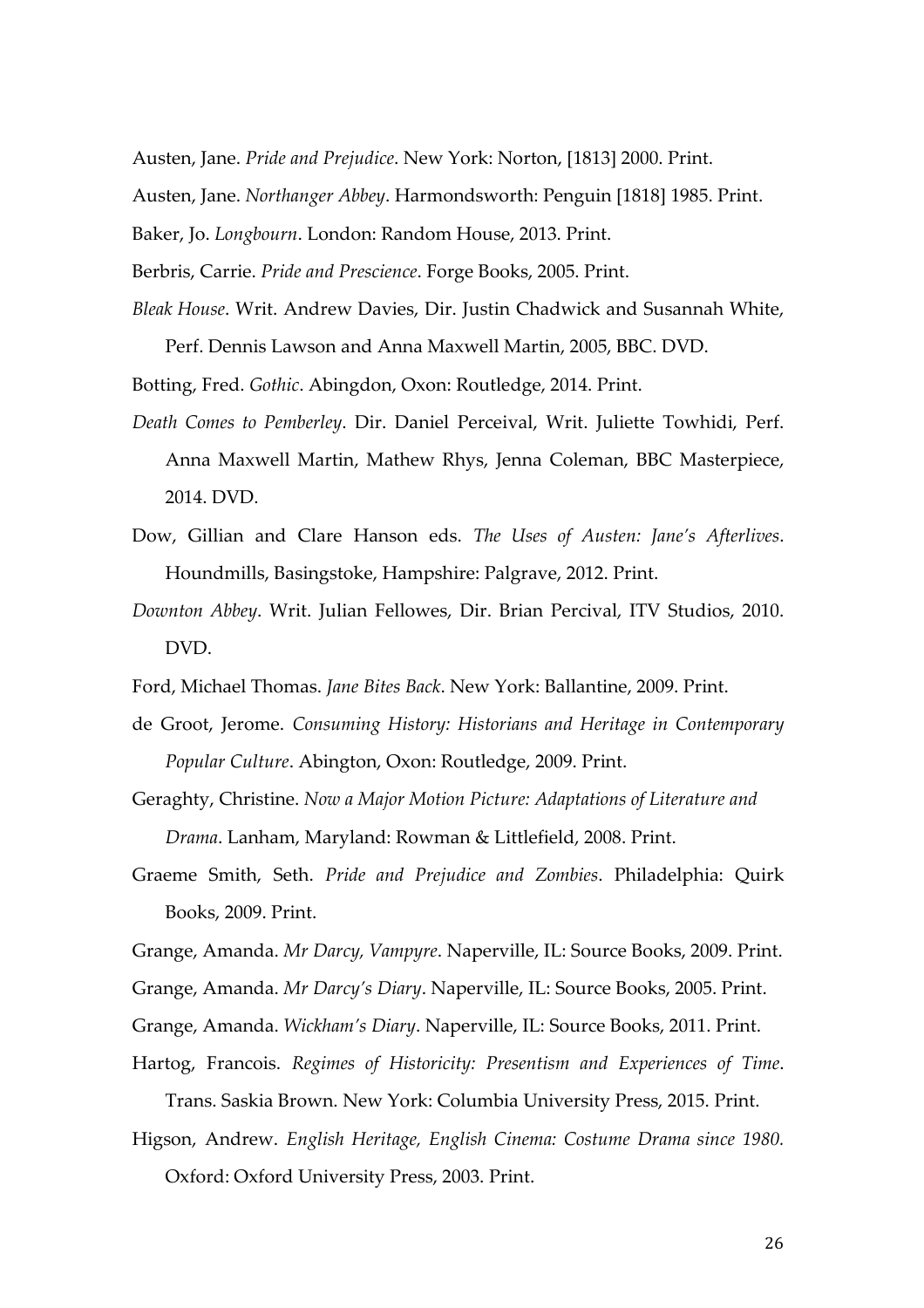Austen, Jane. *Pride and Prejudice*. New York: Norton, [1813] 2000. Print.

Austen, Jane. *Northanger Abbey*. Harmondsworth: Penguin [1818] 1985. Print.

Baker, Jo. *Longbourn*. London: Random House, 2013. Print.

Berbris, Carrie. *Pride and Prescience*. Forge Books, 2005. Print.

*Bleak House*. Writ. Andrew Davies, Dir. Justin Chadwick and Susannah White, Perf. Dennis Lawson and Anna Maxwell Martin, 2005, BBC. DVD.

Botting, Fred. *Gothic*. Abingdon, Oxon: Routledge, 2014. Print.

*Death Comes to Pemberley*. Dir. Daniel Perceival, Writ. Juliette Towhidi, Perf. Anna Maxwell Martin, Mathew Rhys, Jenna Coleman, BBC Masterpiece, 2014. DVD.

Dow, Gillian and Clare Hanson eds. *The Uses of Austen: Jane's Afterlives*. Houndmills, Basingstoke, Hampshire: Palgrave, 2012. Print.

*Downton Abbey*. Writ. Julian Fellowes, Dir. Brian Percival, ITV Studios, 2010. DVD.

Ford, Michael Thomas. *Jane Bites Back*. New York: Ballantine, 2009. Print.

de Groot, Jerome. *Consuming History: Historians and Heritage in Contemporary Popular Culture*. Abington, Oxon: Routledge, 2009. Print.

Geraghty, Christine. *Now a Major Motion Picture: Adaptations of Literature and Drama*. Lanham, Maryland: Rowman & Littlefield, 2008. Print.

Graeme Smith, Seth. *Pride and Prejudice and Zombies*. Philadelphia: Quirk Books, 2009. Print.

Grange, Amanda. *Mr Darcy, Vampyre*. Naperville, IL: Source Books, 2009. Print.

Grange, Amanda. *Mr Darcy's Diary*. Naperville, IL: Source Books, 2005. Print.

Grange, Amanda. *Wickham's Diary*. Naperville, IL: Source Books, 2011. Print.

Hartog, Francois. *Regimes of Historicity: Presentism and Experiences of Time*. Trans. Saskia Brown. New York: Columbia University Press, 2015. Print.

Higson, Andrew. *English Heritage, English Cinema: Costume Drama since 1980*. Oxford: Oxford University Press, 2003. Print.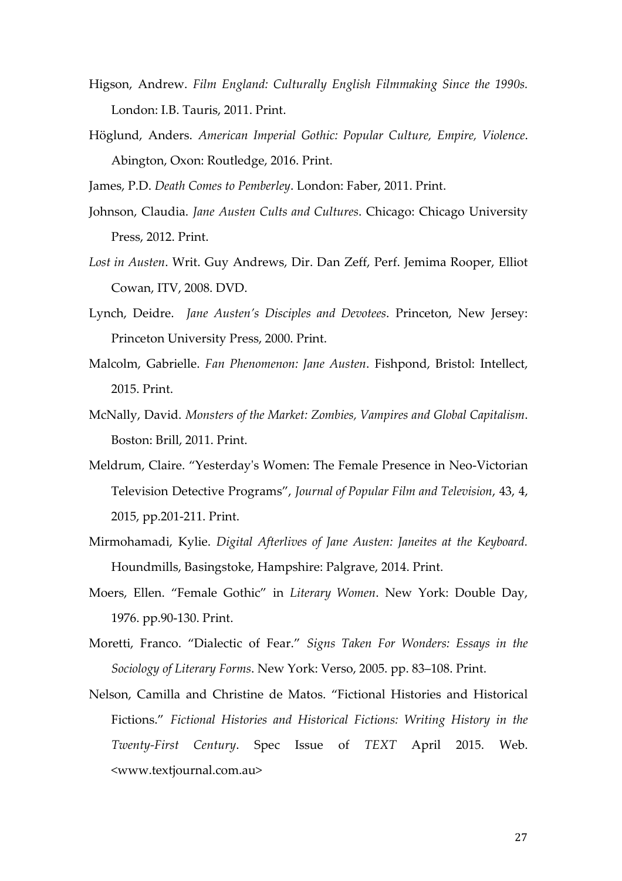Higson, Andrew. *Film England: Culturally English Filmmaking Since the 1990s.* London: I.B. Tauris, 2011. Print.

Höglund, Anders. *American Imperial Gothic: Popular Culture, Empire, Violence*. Abington, Oxon: Routledge, 2016. Print.

James, P.D. *Death Comes to Pemberley*. London: Faber, 2011. Print.

Johnson, Claudia. *Jane Austen Cults and Cultures*. Chicago: Chicago University Press, 2012. Print.

*Lost in Austen*. Writ. Guy Andrews, Dir. Dan Zeff, Perf. Jemima Rooper, Elliot Cowan, ITV, 2008. DVD.

Lynch, Deidre. *Jane Austen's Disciples and Devotees*. Princeton, New Jersey: Princeton University Press, 2000. Print.

Malcolm, Gabrielle. *Fan Phenomenon: Jane Austen*. Fishpond, Bristol: Intellect, 2015. Print.

McNally, David. *Monsters of the Market: Zombies, Vampires and Global Capitalism*. Boston: Brill, 2011. Print.

Meldrum, Claire. "Yesterday's Women: The Female Presence in Neo-Victorian Television Detective Programs", *Journal of Popular Film and Television*, 43, 4, 2015, pp.201-211. Print.

Mirmohamadi, Kylie. *Digital Afterlives of Jane Austen: Janeites at the Keyboard.* Houndmills, Basingstoke, Hampshire: Palgrave, 2014. Print.

Moers, Ellen. "Female Gothic" in *Literary Women*. New York: Double Day, 1976. pp.90-130. Print.

Moretti, Franco. "Dialectic of Fear." *Signs Taken For Wonders: Essays in the Sociology of Literary Forms*. New York: Verso, 2005. pp. 83–108. Print.

Nelson, Camilla and Christine de Matos. "Fictional Histories and Historical Fictions." *Fictional Histories and Historical Fictions: Writing History in the Twenty-First Century*. Spec Issue of *TEXT* April 2015. Web. <www.textjournal.com.au>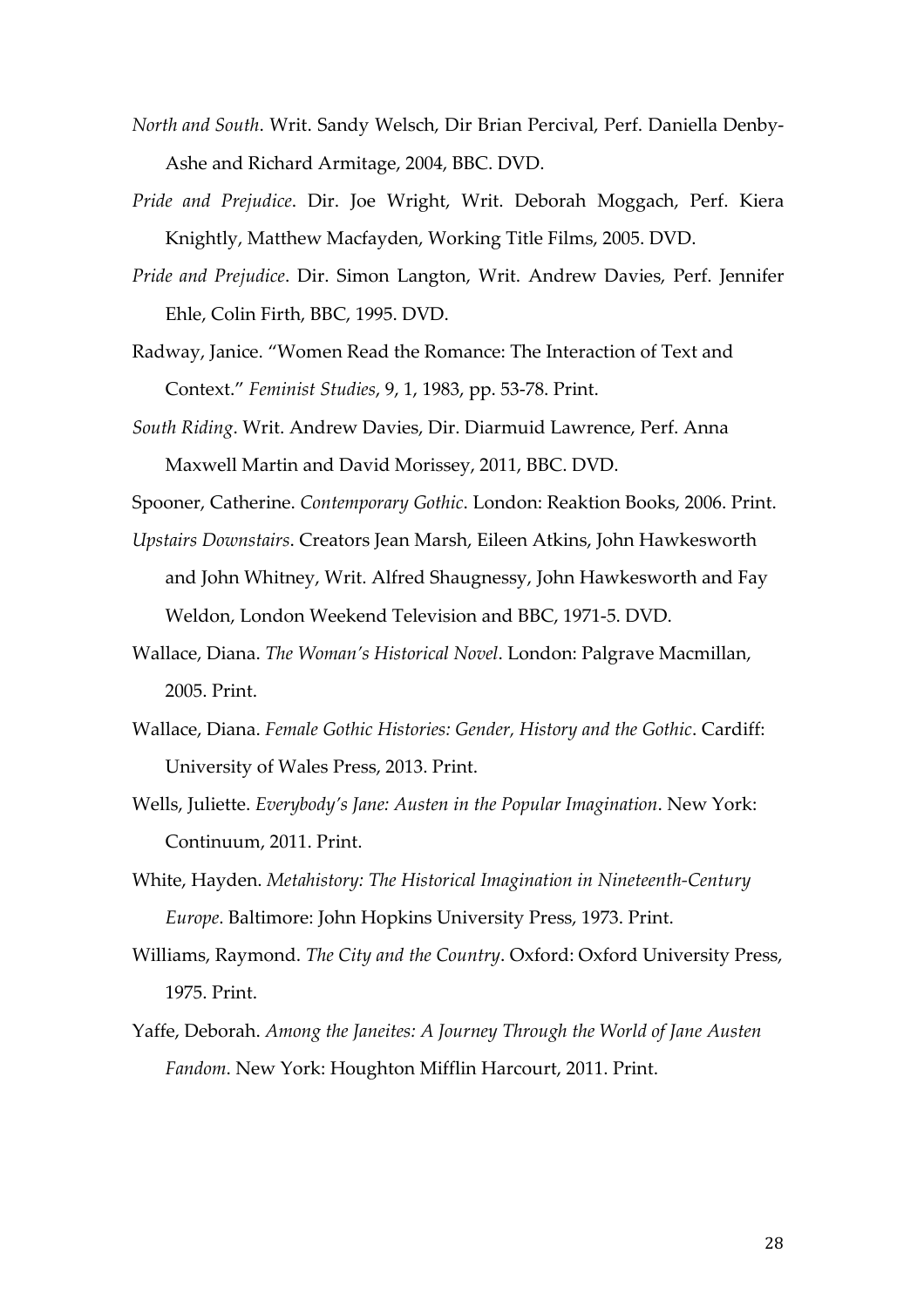*North and South*. Writ. Sandy Welsch, Dir Brian Percival, Perf. Daniella Denby-Ashe and Richard Armitage, 2004, BBC. DVD.

*Pride and Prejudice*. Dir. Joe Wright, Writ. Deborah Moggach, Perf. Kiera Knightly, Matthew Macfayden, Working Title Films, 2005. DVD.

*Pride and Prejudice*. Dir. Simon Langton, Writ. Andrew Davies, Perf. Jennifer Ehle, Colin Firth, BBC, 1995. DVD.

Radway, Janice. "Women Read the Romance: The Interaction of Text and Context." *Feminist Studies*, 9, 1, 1983, pp. 53-78. Print.

*South Riding*. Writ. Andrew Davies, Dir. Diarmuid Lawrence, Perf. Anna Maxwell Martin and David Morissey, 2011, BBC. DVD.

Spooner, Catherine. *Contemporary Gothic*. London: Reaktion Books, 2006. Print.

*Upstairs Downstairs*. Creators Jean Marsh, Eileen Atkins, John Hawkesworth and John Whitney, Writ. Alfred Shaugnessy, John Hawkesworth and Fay Weldon, London Weekend Television and BBC, 1971-5. DVD.

Wallace, Diana. *The Woman's Historical Novel*. London: Palgrave Macmillan, 2005. Print.

Wallace, Diana. *Female Gothic Histories: Gender, History and the Gothic*. Cardiff: University of Wales Press, 2013. Print.

Wells, Juliette. *Everybody's Jane: Austen in the Popular Imagination*. New York: Continuum, 2011. Print.

White, Hayden. *Metahistory: The Historical Imagination in Nineteenth-Century Europe*. Baltimore: John Hopkins University Press, 1973. Print.

Williams, Raymond. *The City and the Country*. Oxford: Oxford University Press, 1975. Print.

Yaffe, Deborah. *Among the Janeites: A Journey Through the World of Jane Austen Fandom*. New York: Houghton Mifflin Harcourt, 2011. Print.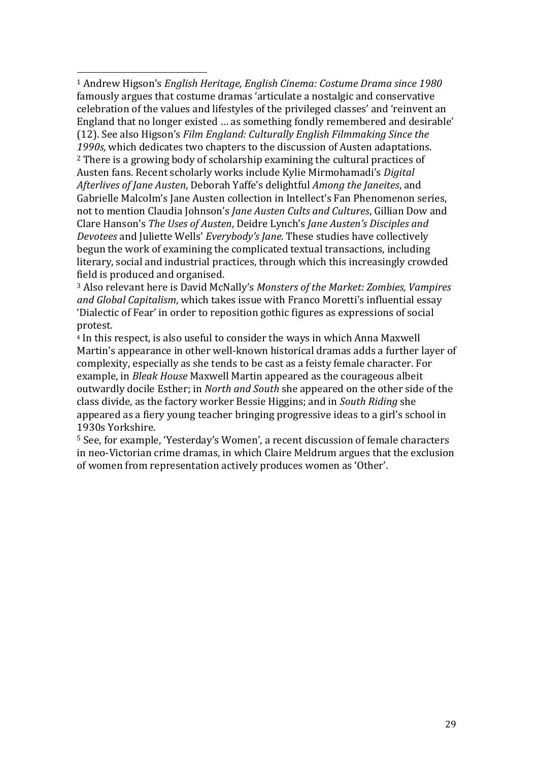[1] Andrew Higson's *English Heritage, English Cinema: Costume Drama since 1980* famously argues that costume dramas 'articulate a nostalgic and conservative celebration of the values and lifestyles of the privileged classes' and 'reinvent an England that no longer existed … as something fondly remembered and desirable' (12). See also Higson's *Film England: Culturally English Filmmaking Since the 1990s,* which dedicates two chapters to the discussion of Austen adaptations.

[2] There is a growing body of scholarship examining the cultural practices of Austen fans. Recent scholarly works include Kylie Mirmohamadi's *Digital Afterlives of Jane Austen*, Deborah Yaffe's delightful *Among the Janeites*, and Gabrielle Malcolm's Jane Austen collection in Intellect's Fan Phenomenon series, not to mention Claudia Johnson's *Jane Austen Cults and Cultures*, Gillian Dow and Clare Hanson's *The Uses of Austen*, Deidre Lynch's *Jane Austen's Disciples and Devotees* and Juliette Wells' *Everybody's Jane*. These studies have collectively begun the work of examining the complicated textual transactions, including literary, social and industrial practices, through which this increasingly crowded field is produced and organised.

[3] Also relevant here is David McNally's *Monsters of the Market: Zombies, Vampires and Global Capitalism*, which takes issue with Franco Moretti's influential essay 'Dialectic of Fear' in order to reposition gothic figures as expressions of social protest.

[4] In this respect, is also useful to consider the ways in which Anna Maxwell Martin's appearance in other well-known historical dramas adds a further layer of complexity, especially as she tends to be cast as a feisty female character. For example, in *Bleak House* Maxwell Martin appeared as the courageous albeit outwardly docile Esther; in *North and South* she appeared on the other side of the class divide, as the factory worker Bessie Higgins; and in *South Riding* she appeared as a fiery young teacher bringing progressive ideas to a girl's school in 1930s Yorkshire.

[5] See, for example, 'Yesterday's Women', a recent discussion of female characters in neo-Victorian crime dramas, in which Claire Meldrum argues that the exclusion of women from representation actively produces women as 'Other'.